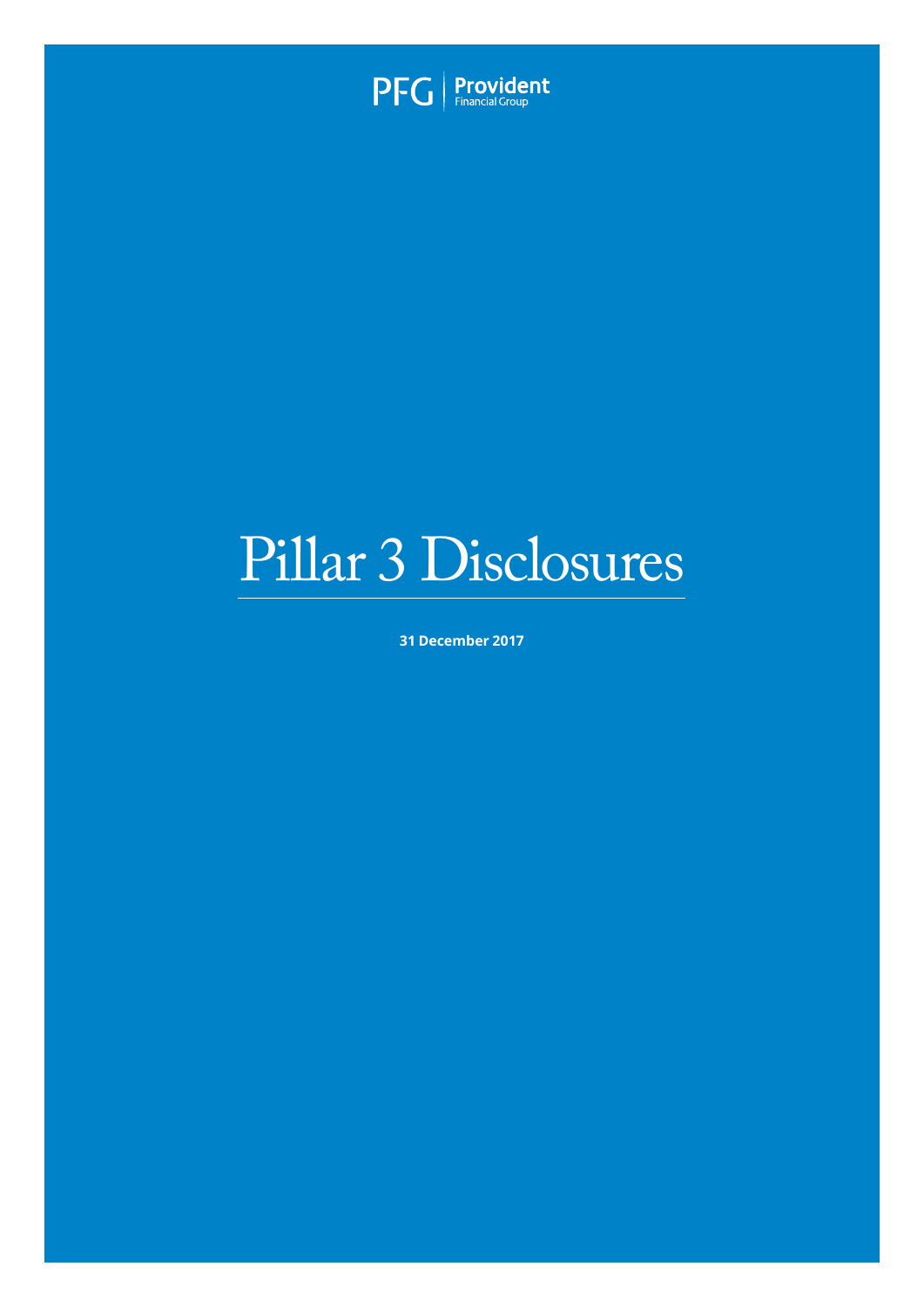PFG | Provident Financial Group

# Pillar 3 Disclosures

**31 December 2017**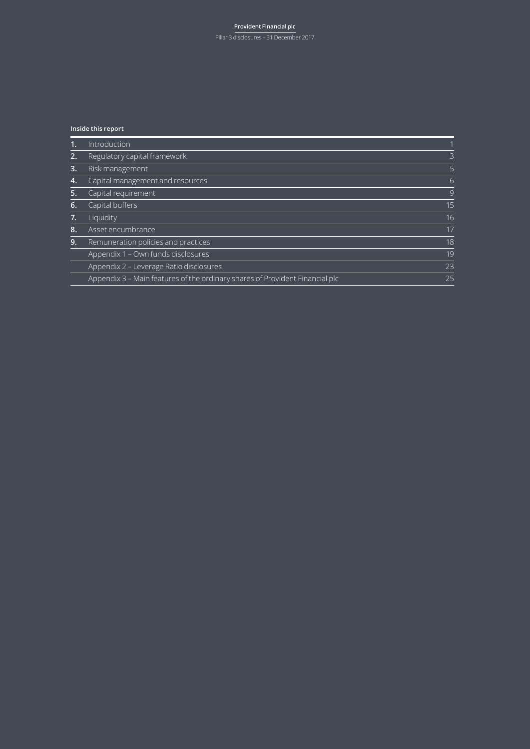**Inside this report**

| | | |
|---|---|---|
| **1.** | Introduction | 1 |
| **2.** | Regulatory capital framework | 3 |
| **3.** | Risk management | 5 |
| **4.** | Capital management and resources | 6 |
| **5.** | Capital requirement | 9 |
| **6.** | Capital buffers | 15 |
| **7.** | Liquidity | 16 |
| **8.** | Asset encumbrance | 17 |
| **9.** | Remuneration policies and practices | 18 |
| | Appendix 1 – Own funds disclosures | 19 |
| | Appendix 2 – Leverage Ratio disclosures | 23 |
| | Appendix 3 – Main features of the ordinary shares of Provident Financial plc | 25 |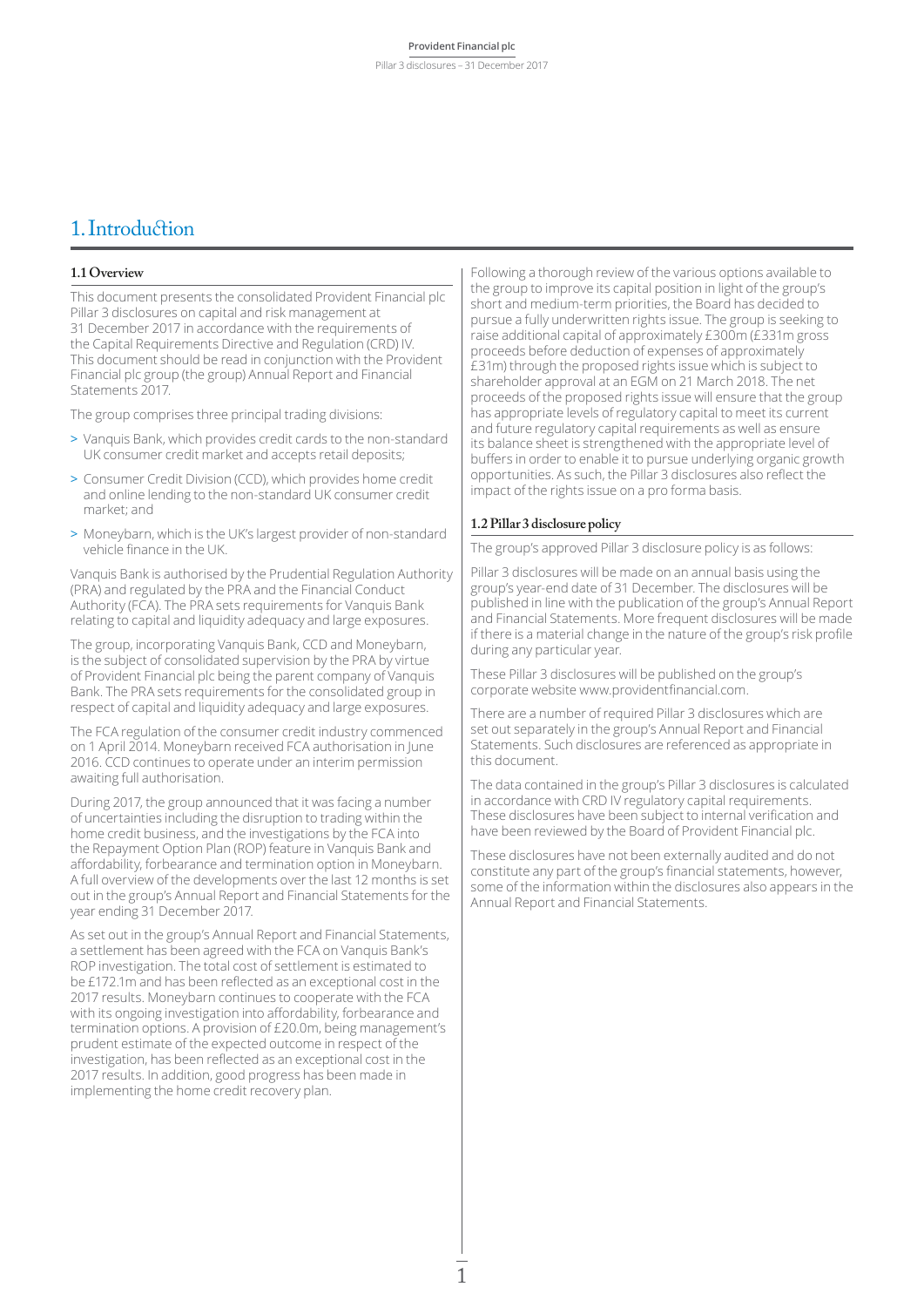# 1. Introduction

## 1.1 Overview

This document presents the consolidated Provident Financial plc Pillar 3 disclosures on capital and risk management at 31 December 2017 in accordance with the requirements of the Capital Requirements Directive and Regulation (CRD) IV. This document should be read in conjunction with the Provident Financial plc group (the group) Annual Report and Financial Statements 2017.

The group comprises three principal trading divisions:

> Vanquis Bank, which provides credit cards to the non-standard UK consumer credit market and accepts retail deposits;

> Consumer Credit Division (CCD), which provides home credit and online lending to the non-standard UK consumer credit market; and

> Moneybarn, which is the UK's largest provider of non-standard vehicle finance in the UK.

Vanquis Bank is authorised by the Prudential Regulation Authority (PRA) and regulated by the PRA and the Financial Conduct Authority (FCA). The PRA sets requirements for Vanquis Bank relating to capital and liquidity adequacy and large exposures.

The group, incorporating Vanquis Bank, CCD and Moneybarn, is the subject of consolidated supervision by the PRA by virtue of Provident Financial plc being the parent company of Vanquis Bank. The PRA sets requirements for the consolidated group in respect of capital and liquidity adequacy and large exposures.

The FCA regulation of the consumer credit industry commenced on 1 April 2014. Moneybarn received FCA authorisation in June 2016. CCD continues to operate under an interim permission awaiting full authorisation.

During 2017, the group announced that it was facing a number of uncertainties including the disruption to trading within the home credit business, and the investigations by the FCA into the Repayment Option Plan (ROP) feature in Vanquis Bank and affordability, forbearance and termination option in Moneybarn. A full overview of the developments over the last 12 months is set out in the group's Annual Report and Financial Statements for the year ending 31 December 2017.

As set out in the group's Annual Report and Financial Statements, a settlement has been agreed with the FCA on Vanquis Bank's ROP investigation. The total cost of settlement is estimated to be £172.1m and has been reflected as an exceptional cost in the 2017 results. Moneybarn continues to cooperate with the FCA with its ongoing investigation into affordability, forbearance and termination options. A provision of £20.0m, being management's prudent estimate of the expected outcome in respect of the investigation, has been reflected as an exceptional cost in the 2017 results. In addition, good progress has been made in implementing the home credit recovery plan.

Following a thorough review of the various options available to the group to improve its capital position in light of the group's short and medium-term priorities, the Board has decided to pursue a fully underwritten rights issue. The group is seeking to raise additional capital of approximately £300m (£331m gross proceeds before deduction of expenses of approximately £31m) through the proposed rights issue which is subject to shareholder approval at an EGM on 21 March 2018. The net proceeds of the proposed rights issue will ensure that the group has appropriate levels of regulatory capital to meet its current and future regulatory capital requirements as well as ensure its balance sheet is strengthened with the appropriate level of buffers in order to enable it to pursue underlying organic growth opportunities. As such, the Pillar 3 disclosures also reflect the impact of the rights issue on a pro forma basis.

## 1.2 Pillar 3 disclosure policy

The group's approved Pillar 3 disclosure policy is as follows:

Pillar 3 disclosures will be made on an annual basis using the group's year-end date of 31 December. The disclosures will be published in line with the publication of the group's Annual Report and Financial Statements. More frequent disclosures will be made if there is a material change in the nature of the group's risk profile during any particular year.

These Pillar 3 disclosures will be published on the group's corporate website www.providentfinancial.com.

There are a number of required Pillar 3 disclosures which are set out separately in the group's Annual Report and Financial Statements. Such disclosures are referenced as appropriate in this document.

The data contained in the group's Pillar 3 disclosures is calculated in accordance with CRD IV regulatory capital requirements. These disclosures have been subject to internal verification and have been reviewed by the Board of Provident Financial plc.

These disclosures have not been externally audited and do not constitute any part of the group's financial statements, however, some of the information within the disclosures also appears in the Annual Report and Financial Statements.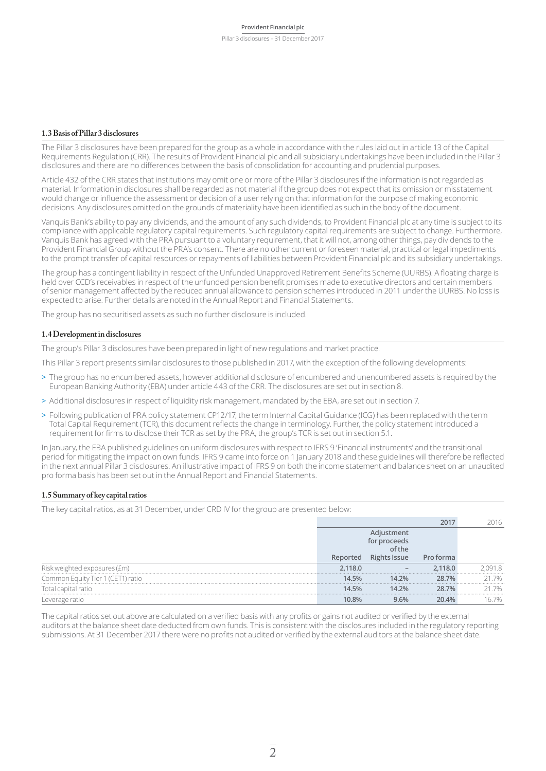### 1.3 Basis of Pillar 3 disclosures

The Pillar 3 disclosures have been prepared for the group as a whole in accordance with the rules laid out in article 13 of the Capital Requirements Regulation (CRR). The results of Provident Financial plc and all subsidiary undertakings have been included in the Pillar 3 disclosures and there are no differences between the basis of consolidation for accounting and prudential purposes.

Article 432 of the CRR states that institutions may omit one or more of the Pillar 3 disclosures if the information is not regarded as material. Information in disclosures shall be regarded as not material if the group does not expect that its omission or misstatement would change or influence the assessment or decision of a user relying on that information for the purpose of making economic decisions. Any disclosures omitted on the grounds of materiality have been identified as such in the body of the document.

Vanquis Bank's ability to pay any dividends, and the amount of any such dividends, to Provident Financial plc at any time is subject to its compliance with applicable regulatory capital requirements. Such regulatory capital requirements are subject to change. Furthermore, Vanquis Bank has agreed with the PRA pursuant to a voluntary requirement, that it will not, among other things, pay dividends to the Provident Financial Group without the PRA's consent. There are no other current or foreseen material, practical or legal impediments to the prompt transfer of capital resources or repayments of liabilities between Provident Financial plc and its subsidiary undertakings.

The group has a contingent liability in respect of the Unfunded Unapproved Retirement Benefits Scheme (UURBS). A floating charge is held over CCD's receivables in respect of the unfunded pension benefit promises made to executive directors and certain members of senior management affected by the reduced annual allowance to pension schemes introduced in 2011 under the UURBS. No loss is expected to arise. Further details are noted in the Annual Report and Financial Statements.

The group has no securitised assets as such no further disclosure is included.

### 1.4 Development in disclosures

The group's Pillar 3 disclosures have been prepared in light of new regulations and market practice.

This Pillar 3 report presents similar disclosures to those published in 2017, with the exception of the following developments:

- The group has no encumbered assets, however additional disclosure of encumbered and unencumbered assets is required by the European Banking Authority (EBA) under article 443 of the CRR. The disclosures are set out in section 8.
- Additional disclosures in respect of liquidity risk management, mandated by the EBA, are set out in section 7.
- Following publication of PRA policy statement CP12/17, the term Internal Capital Guidance (ICG) has been replaced with the term Total Capital Requirement (TCR), this document reflects the change in terminology. Further, the policy statement introduced a requirement for firms to disclose their TCR as set by the PRA, the group's TCR is set out in section 5.1.

In January, the EBA published guidelines on uniform disclosures with respect to IFRS 9 'Financial instruments' and the transitional period for mitigating the impact on own funds. IFRS 9 came into force on 1 January 2018 and these guidelines will therefore be reflected in the next annual Pillar 3 disclosures. An illustrative impact of IFRS 9 on both the income statement and balance sheet on an unaudited pro forma basis has been set out in the Annual Report and Financial Statements.

### 1.5 Summary of key capital ratios

The key capital ratios, as at 31 December, under CRD IV for the group are presented below:

| | 2017 | | | 2016 |
|---|---|---|---|---|
| | Reported | Adjustment for proceeds of the Rights Issue | Pro forma | |
| Risk weighted exposures (£m) | 2,118.0 | – | 2,118.0 | 2,091.8 |
| Common Equity Tier 1 (CET1) ratio | 14.5% | 14.2% | 28.7% | 21.7% |
| Total capital ratio | 14.5% | 14.2% | 28.7% | 21.7% |
| Leverage ratio | 10.8% | 9.6% | 20.4% | 16.7% |

The capital ratios set out above are calculated on a verified basis with any profits or gains not audited or verified by the external auditors at the balance sheet date deducted from own funds. This is consistent with the disclosures included in the regulatory reporting submissions. At 31 December 2017 there were no profits not audited or verified by the external auditors at the balance sheet date.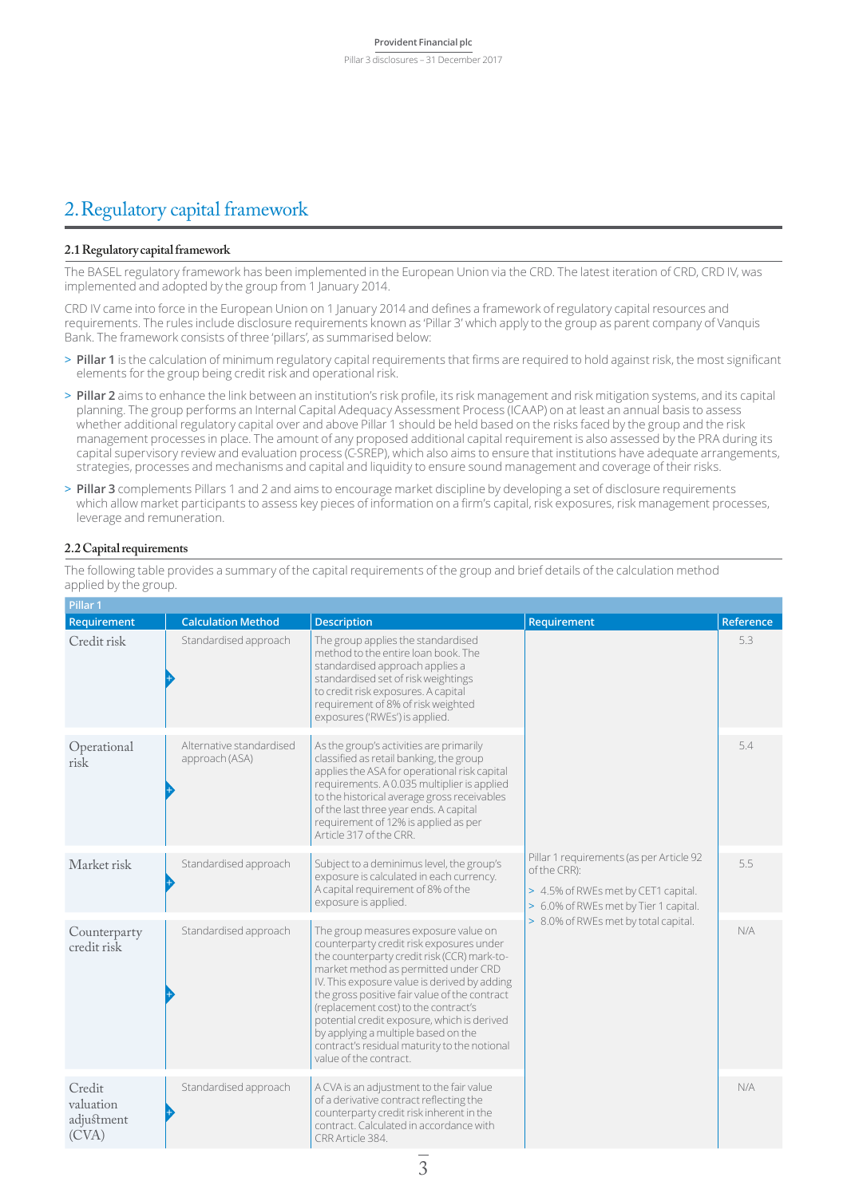# 2. Regulatory capital framework

## 2.1 Regulatory capital framework

The BASEL regulatory framework has been implemented in the European Union via the CRD. The latest iteration of CRD, CRD IV, was implemented and adopted by the group from 1 January 2014.

CRD IV came into force in the European Union on 1 January 2014 and defines a framework of regulatory capital resources and requirements. The rules include disclosure requirements known as 'Pillar 3' which apply to the group as parent company of Vanquis Bank. The framework consists of three 'pillars', as summarised below:

> **Pillar 1** is the calculation of minimum regulatory capital requirements that firms are required to hold against risk, the most significant elements for the group being credit risk and operational risk.

> **Pillar 2** aims to enhance the link between an institution's risk profile, its risk management and risk mitigation systems, and its capital planning. The group performs an Internal Capital Adequacy Assessment Process (ICAAP) on at least an annual basis to assess whether additional regulatory capital over and above Pillar 1 should be held based on the risks faced by the group and the risk management processes in place. The amount of any proposed additional capital requirement is also assessed by the PRA during its capital supervisory review and evaluation process (C-SREP), which also aims to ensure that institutions have adequate arrangements, strategies, processes and mechanisms and capital and liquidity to ensure sound management and coverage of their risks.

> **Pillar 3** complements Pillars 1 and 2 and aims to encourage market discipline by developing a set of disclosure requirements which allow market participants to assess key pieces of information on a firm's capital, risk exposures, risk management processes, leverage and remuneration.

## 2.2 Capital requirements

The following table provides a summary of the capital requirements of the group and brief details of the calculation method applied by the group.

| Pillar 1 | | | | |
|---|---|---|---|---|
| **Requirement** | **Calculation Method** | **Description** | **Requirement** | **Reference** |
| Credit risk | Standardised approach | The group applies the standardised method to the entire loan book. The standardised approach applies a standardised set of risk weightings to credit risk exposures. A capital requirement of 8% of risk weighted exposures ('RWEs') is applied. | Pillar 1 requirements (as per Article 92 of the CRR):<br>> 4.5% of RWEs met by CET1 capital.<br>> 6.0% of RWEs met by Tier 1 capital.<br>> 8.0% of RWEs met by total capital. | 5.3 |
| Operational risk | Alternative standardised approach (ASA) | As the group's activities are primarily classified as retail banking, the group applies the ASA for operational risk capital requirements. A 0.035 multiplier is applied to the historical average gross receivables of the last three year ends. A capital requirement of 12% is applied as per Article 317 of the CRR. | | 5.4 |
| Market risk | Standardised approach | Subject to a deminimus level, the group's exposure is calculated in each currency. A capital requirement of 8% of the exposure is applied. | | 5.5 |
| Counterparty credit risk | Standardised approach | The group measures exposure value on counterparty credit risk exposures under the counterparty credit risk (CCR) mark-to-market method as permitted under CRD IV. This exposure value is derived by adding the gross positive fair value of the contract (replacement cost) to the contract's potential credit exposure, which is derived by applying a multiple based on the contract's residual maturity to the notional value of the contract. | | N/A |
| Credit valuation adjustment (CVA) | Standardised approach | A CVA is an adjustment to the fair value of a derivative contract reflecting the counterparty credit risk inherent in the contract. Calculated in accordance with CRR Article 384. | | N/A |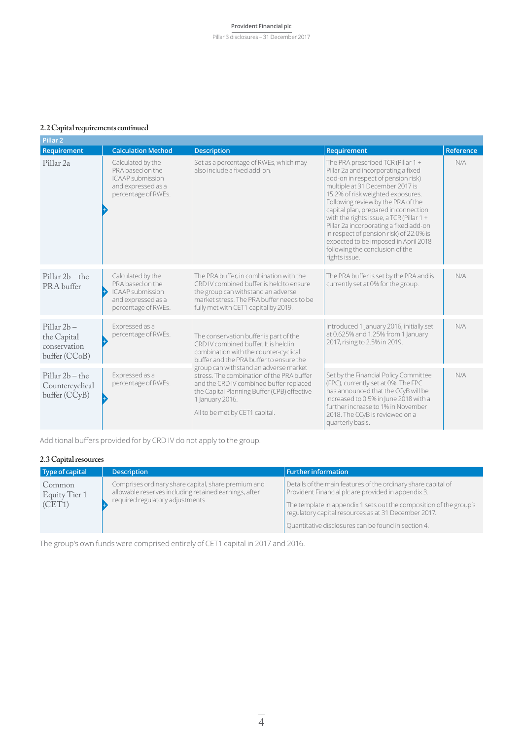## 2.2 Capital requirements continued

| Pillar 2 | | | | |
|---|---|---|---|---|
| Requirement | Calculation Method | Description | Requirement | Reference |
| Pillar 2a | Calculated by the PRA based on the ICAAP submission and expressed as a percentage of RWEs. | Set as a percentage of RWEs, which may also include a fixed add-on. | The PRA prescribed TCR (Pillar 1 + Pillar 2a and incorporating a fixed add-on in respect of pension risk) multiple at 31 December 2017 is 15.2% of risk weighted exposures. Following review by the PRA of the capital plan, prepared in connection with the rights issue, a TCR (Pillar 1 + Pillar 2a incorporating a fixed add-on in respect of pension risk) of 22.0% is expected to be imposed in April 2018 following the conclusion of the rights issue. | N/A |
| Pillar 2b – the PRA buffer | Calculated by the PRA based on the ICAAP submission and expressed as a percentage of RWEs. | The PRA buffer, in combination with the CRD IV combined buffer is held to ensure the group can withstand an adverse market stress. The PRA buffer needs to be fully met with CET1 capital by 2019. | The PRA buffer is set by the PRA and is currently set at 0% for the group. | N/A |
| Pillar 2b – the Capital conservation buffer (CCoB) | Expressed as a percentage of RWEs. | The conservation buffer is part of the CRD IV combined buffer. It is held in combination with the counter-cyclical buffer and the PRA buffer to ensure the group can withstand an adverse market stress. The combination of the PRA buffer and the CRD IV combined buffer replaced the Capital Planning Buffer (CPB) effective 1 January 2016. All to be met by CET1 capital. | Introduced 1 January 2016, initially set at 0.625% and 1.25% from 1 January 2017, rising to 2.5% in 2019. | N/A |
| Pillar 2b – the Countercyclical buffer (CCyB) | Expressed as a percentage of RWEs. | | Set by the Financial Policy Committee (FPC), currently set at 0%. The FPC has announced that the CCyB will be increased to 0.5% in June 2018 with a further increase to 1% in November 2018. The CCyB is reviewed on a quarterly basis. | N/A |

Additional buffers provided for by CRD IV do not apply to the group.

## 2.3 Capital resources

| Type of capital | Description | Further information |
|---|---|---|
| Common Equity Tier 1 (CET1) | Comprises ordinary share capital, share premium and allowable reserves including retained earnings, after required regulatory adjustments. | Details of the main features of the ordinary share capital of Provident Financial plc are provided in appendix 3.<br><br>The template in appendix 1 sets out the composition of the group's regulatory capital resources as at 31 December 2017.<br><br>Quantitative disclosures can be found in section 4. |

The group's own funds were comprised entirely of CET1 capital in 2017 and 2016.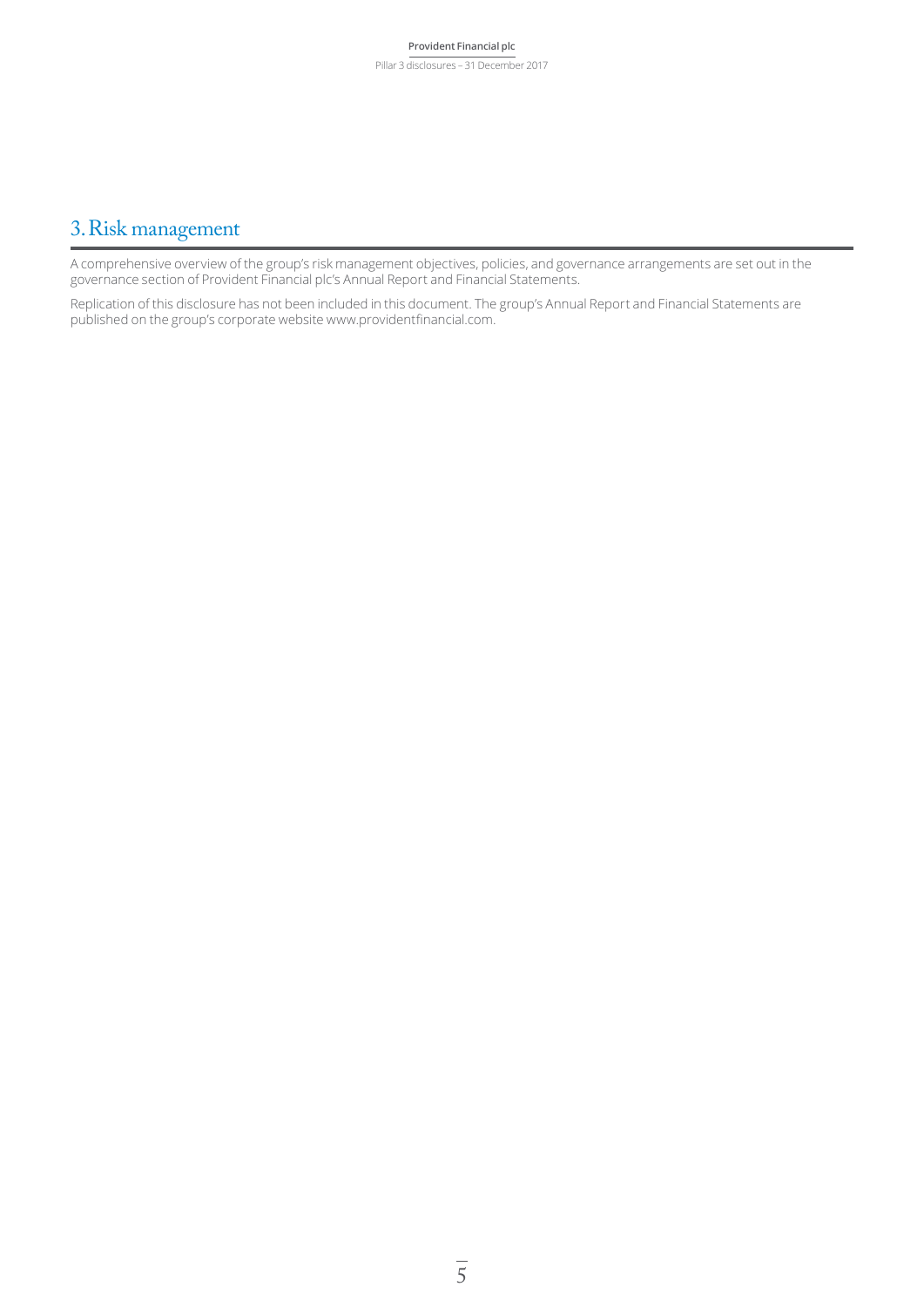# 3. Risk management

A comprehensive overview of the group's risk management objectives, policies, and governance arrangements are set out in the governance section of Provident Financial plc's Annual Report and Financial Statements.

Replication of this disclosure has not been included in this document. The group's Annual Report and Financial Statements are published on the group's corporate website www.providentfinancial.com.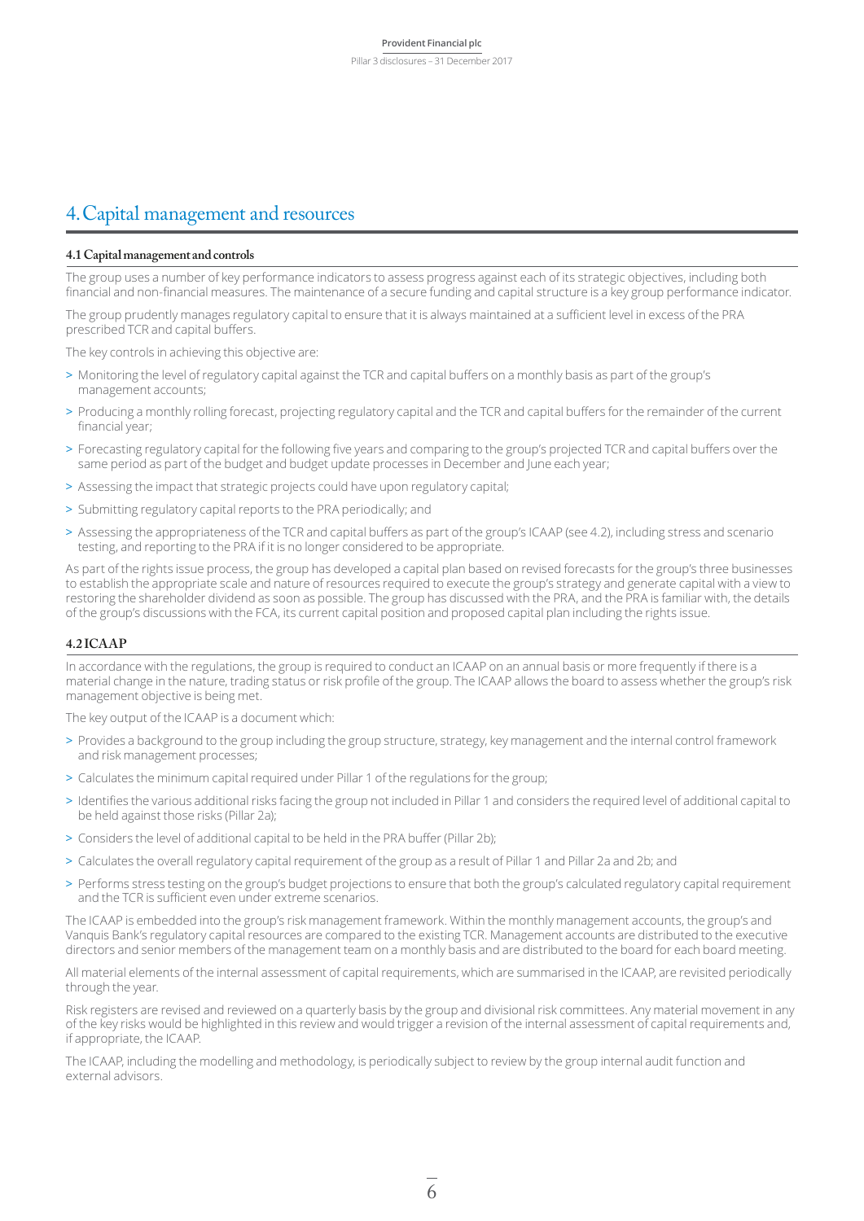# 4. Capital management and resources

### 4.1 Capital management and controls

The group uses a number of key performance indicators to assess progress against each of its strategic objectives, including both financial and non-financial measures. The maintenance of a secure funding and capital structure is a key group performance indicator.

The group prudently manages regulatory capital to ensure that it is always maintained at a sufficient level in excess of the PRA prescribed TCR and capital buffers.

The key controls in achieving this objective are:

> Monitoring the level of regulatory capital against the TCR and capital buffers on a monthly basis as part of the group's management accounts;

> Producing a monthly rolling forecast, projecting regulatory capital and the TCR and capital buffers for the remainder of the current financial year;

> Forecasting regulatory capital for the following five years and comparing to the group's projected TCR and capital buffers over the same period as part of the budget and budget update processes in December and June each year;

> Assessing the impact that strategic projects could have upon regulatory capital;

> Submitting regulatory capital reports to the PRA periodically; and

> Assessing the appropriateness of the TCR and capital buffers as part of the group's ICAAP (see 4.2), including stress and scenario testing, and reporting to the PRA if it is no longer considered to be appropriate.

As part of the rights issue process, the group has developed a capital plan based on revised forecasts for the group's three businesses to establish the appropriate scale and nature of resources required to execute the group's strategy and generate capital with a view to restoring the shareholder dividend as soon as possible. The group has discussed with the PRA, and the PRA is familiar with, the details of the group's discussions with the FCA, its current capital position and proposed capital plan including the rights issue.

### 4.2 ICAAP

In accordance with the regulations, the group is required to conduct an ICAAP on an annual basis or more frequently if there is a material change in the nature, trading status or risk profile of the group. The ICAAP allows the board to assess whether the group's risk management objective is being met.

The key output of the ICAAP is a document which:

> Provides a background to the group including the group structure, strategy, key management and the internal control framework and risk management processes;

> Calculates the minimum capital required under Pillar 1 of the regulations for the group;

> Identifies the various additional risks facing the group not included in Pillar 1 and considers the required level of additional capital to be held against those risks (Pillar 2a);

> Considers the level of additional capital to be held in the PRA buffer (Pillar 2b);

> Calculates the overall regulatory capital requirement of the group as a result of Pillar 1 and Pillar 2a and 2b; and

> Performs stress testing on the group's budget projections to ensure that both the group's calculated regulatory capital requirement and the TCR is sufficient even under extreme scenarios.

The ICAAP is embedded into the group's risk management framework. Within the monthly management accounts, the group's and Vanquis Bank's regulatory capital resources are compared to the existing TCR. Management accounts are distributed to the executive directors and senior members of the management team on a monthly basis and are distributed to the board for each board meeting.

All material elements of the internal assessment of capital requirements, which are summarised in the ICAAP, are revisited periodically through the year.

Risk registers are revised and reviewed on a quarterly basis by the group and divisional risk committees. Any material movement in any of the key risks would be highlighted in this review and would trigger a revision of the internal assessment of capital requirements and, if appropriate, the ICAAP.

The ICAAP, including the modelling and methodology, is periodically subject to review by the group internal audit function and external advisors.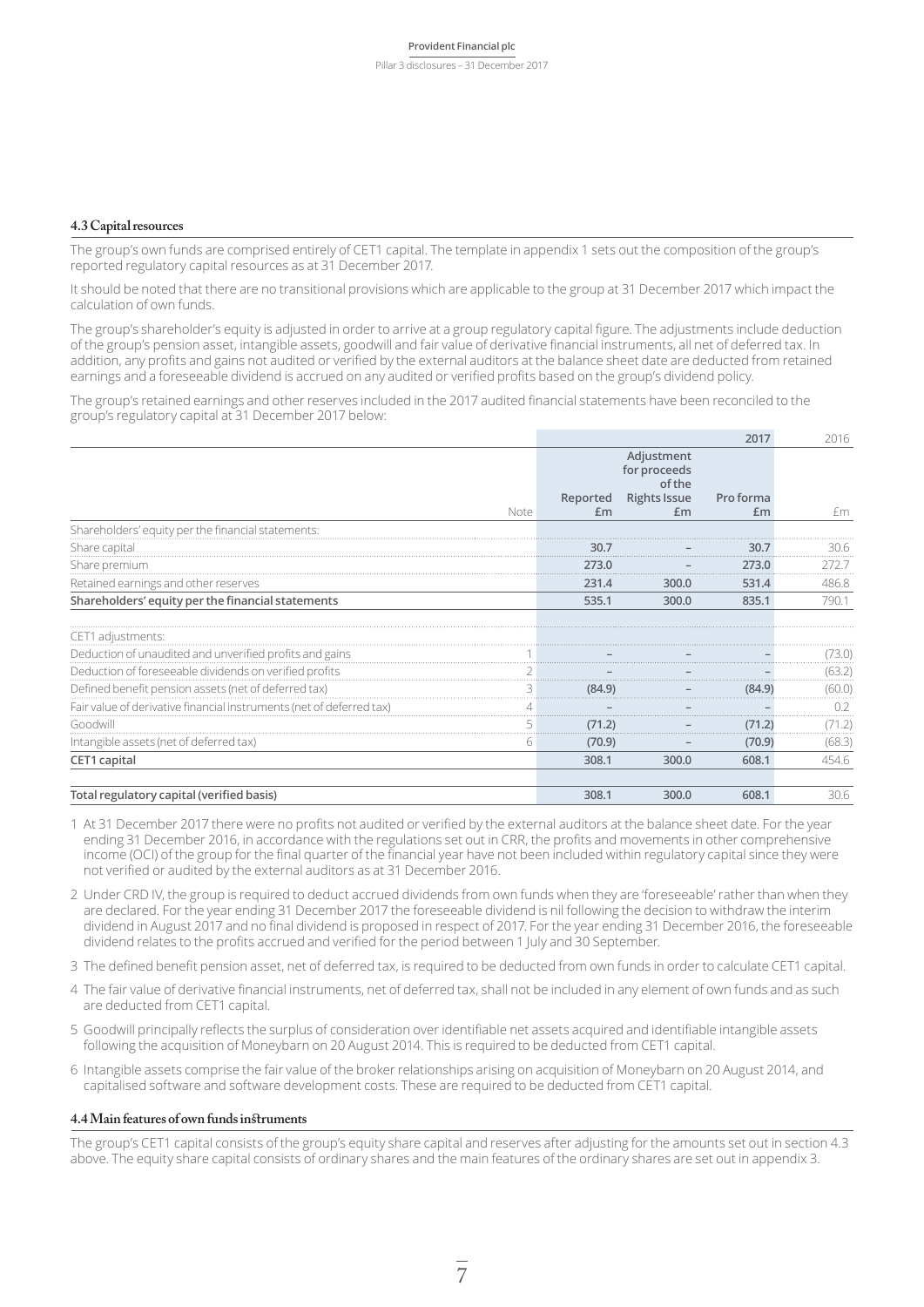## 4.3 Capital resources

The group's own funds are comprised entirely of CET1 capital. The template in appendix 1 sets out the composition of the group's reported regulatory capital resources as at 31 December 2017.

It should be noted that there are no transitional provisions which are applicable to the group at 31 December 2017 which impact the calculation of own funds.

The group's shareholder's equity is adjusted in order to arrive at a group regulatory capital figure. The adjustments include deduction of the group's pension asset, intangible assets, goodwill and fair value of derivative financial instruments, all net of deferred tax. In addition, any profits and gains not audited or verified by the external auditors at the balance sheet date are deducted from retained earnings and a foreseeable dividend is accrued on any audited or verified profits based on the group's dividend policy.

The group's retained earnings and other reserves included in the 2017 audited financial statements have been reconciled to the group's regulatory capital at 31 December 2017 below:

| | | | | 2017 | 2016 |
|---|---|---|---|---|---|
| | Note | Reported £m | Adjustment for proceeds of the Rights Issue £m | Pro forma £m | £m |
| Shareholders' equity per the financial statements: | | | | | |
| Share capital | | 30.7 | – | 30.7 | 30.6 |
| Share premium | | 273.0 | – | 273.0 | 272.7 |
| Retained earnings and other reserves | | 231.4 | 300.0 | 531.4 | 486.8 |
| **Shareholders' equity per the financial statements** | | 535.1 | 300.0 | 835.1 | 790.1 |
| CET1 adjustments: | | | | | |
| Deduction of unaudited and unverified profits and gains | 1 | – | – | – | (73.0) |
| Deduction of foreseeable dividends on verified profits | 2 | – | – | – | (63.2) |
| Defined benefit pension assets (net of deferred tax) | 3 | (84.9) | – | (84.9) | (60.0) |
| Fair value of derivative financial instruments (net of deferred tax) | 4 | – | – | – | 0.2 |
| Goodwill | 5 | (71.2) | – | (71.2) | (71.2) |
| Intangible assets (net of deferred tax) | 6 | (70.9) | – | (70.9) | (68.3) |
| **CET1 capital** | | 308.1 | 300.0 | 608.1 | 454.6 |
| **Total regulatory capital (verified basis)** | | 308.1 | 300.0 | 608.1 | 30.6 |

1 At 31 December 2017 there were no profits not audited or verified by the external auditors at the balance sheet date. For the year ending 31 December 2016, in accordance with the regulations set out in CRR, the profits and movements in other comprehensive income (OCI) of the group for the final quarter of the financial year have not been included within regulatory capital since they were not verified or audited by the external auditors as at 31 December 2016.

2 Under CRD IV, the group is required to deduct accrued dividends from own funds when they are 'foreseeable' rather than when they are declared. For the year ending 31 December 2017 the foreseeable dividend is nil following the decision to withdraw the interim dividend in August 2017 and no final dividend is proposed in respect of 2017. For the year ending 31 December 2016, the foreseeable dividend relates to the profits accrued and verified for the period between 1 July and 30 September.

3 The defined benefit pension asset, net of deferred tax, is required to be deducted from own funds in order to calculate CET1 capital.

4 The fair value of derivative financial instruments, net of deferred tax, shall not be included in any element of own funds and as such are deducted from CET1 capital.

5 Goodwill principally reflects the surplus of consideration over identifiable net assets acquired and identifiable intangible assets following the acquisition of Moneybarn on 20 August 2014. This is required to be deducted from CET1 capital.

6 Intangible assets comprise the fair value of the broker relationships arising on acquisition of Moneybarn on 20 August 2014, and capitalised software and software development costs. These are required to be deducted from CET1 capital.

## 4.4 Main features of own funds instruments

The group's CET1 capital consists of the group's equity share capital and reserves after adjusting for the amounts set out in section 4.3 above. The equity share capital consists of ordinary shares and the main features of the ordinary shares are set out in appendix 3.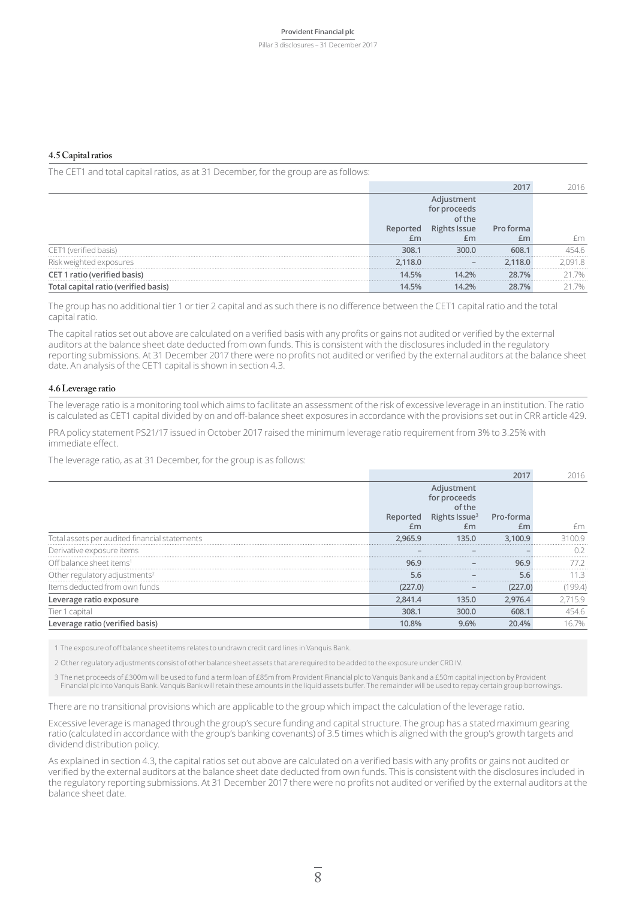### 4.5 Capital ratios

The CET1 and total capital ratios, as at 31 December, for the group are as follows:

| | 2017 | | | 2016 |
|---|---|---|---|---|
| | Reported £m | Adjustment for proceeds of the Rights Issue £m | Pro forma £m | £m |
| CET1 (verified basis) | 308.1 | 300.0 | 608.1 | 454.6 |
| Risk weighted exposures | 2,118.0 | – | 2,118.0 | 2,091.8 |
| **CET 1 ratio (verified basis)** | 14.5% | 14.2% | 28.7% | 21.7% |
| **Total capital ratio (verified basis)** | 14.5% | 14.2% | 28.7% | 21.7% |

The group has no additional tier 1 or tier 2 capital and as such there is no difference between the CET1 capital ratio and the total capital ratio.

The capital ratios set out above are calculated on a verified basis with any profits or gains not audited or verified by the external auditors at the balance sheet date deducted from own funds. This is consistent with the disclosures included in the regulatory reporting submissions. At 31 December 2017 there were no profits not audited or verified by the external auditors at the balance sheet date. An analysis of the CET1 capital is shown in section 4.3.

### 4.6 Leverage ratio

The leverage ratio is a monitoring tool which aims to facilitate an assessment of the risk of excessive leverage in an institution. The ratio is calculated as CET1 capital divided by on and off-balance sheet exposures in accordance with the provisions set out in CRR article 429.

PRA policy statement PS21/17 issued in October 2017 raised the minimum leverage ratio requirement from 3% to 3.25% with immediate effect.

The leverage ratio, as at 31 December, for the group is as follows:

| | 2017 | | | 2016 |
|---|---|---|---|---|
| | Reported £m | Adjustment for proceeds of the Rights Issue[3] £m | Pro-forma £m | £m |
| Total assets per audited financial statements | 2,965.9 | 135.0 | 3,100.9 | 3100.9 |
| Derivative exposure items | – | – | – | 0.2 |
| Off balance sheet items[1] | 96.9 | – | 96.9 | 77.2 |
| Other regulatory adjustments[2] | 5.6 | – | 5.6 | 11.3 |
| Items deducted from own funds | (227.0) | – | (227.0) | (199.4) |
| **Leverage ratio exposure** | 2,841.4 | 135.0 | 2,976.4 | 2,715.9 |
| Tier 1 capital | 308.1 | 300.0 | 608.1 | 454.6 |
| **Leverage ratio (verified basis)** | 10.8% | 9.6% | 20.4% | 16.7% |

1 The exposure of off balance sheet items relates to undrawn credit card lines in Vanquis Bank.

2 Other regulatory adjustments consist of other balance sheet assets that are required to be added to the exposure under CRD IV.

3 The net proceeds of £300m will be used to fund a term loan of £85m from Provident Financial plc to Vanquis Bank and a £50m capital injection by Provident Financial plc into Vanquis Bank. Vanquis Bank will retain these amounts in the liquid assets buffer. The remainder will be used to repay certain group borrowings.

There are no transitional provisions which are applicable to the group which impact the calculation of the leverage ratio.

Excessive leverage is managed through the group's secure funding and capital structure. The group has a stated maximum gearing ratio (calculated in accordance with the group's banking covenants) of 3.5 times which is aligned with the group's growth targets and dividend distribution policy.

As explained in section 4.3, the capital ratios set out above are calculated on a verified basis with any profits or gains not audited or verified by the external auditors at the balance sheet date deducted from own funds. This is consistent with the disclosures included in the regulatory reporting submissions. At 31 December 2017 there were no profits not audited or verified by the external auditors at the balance sheet date.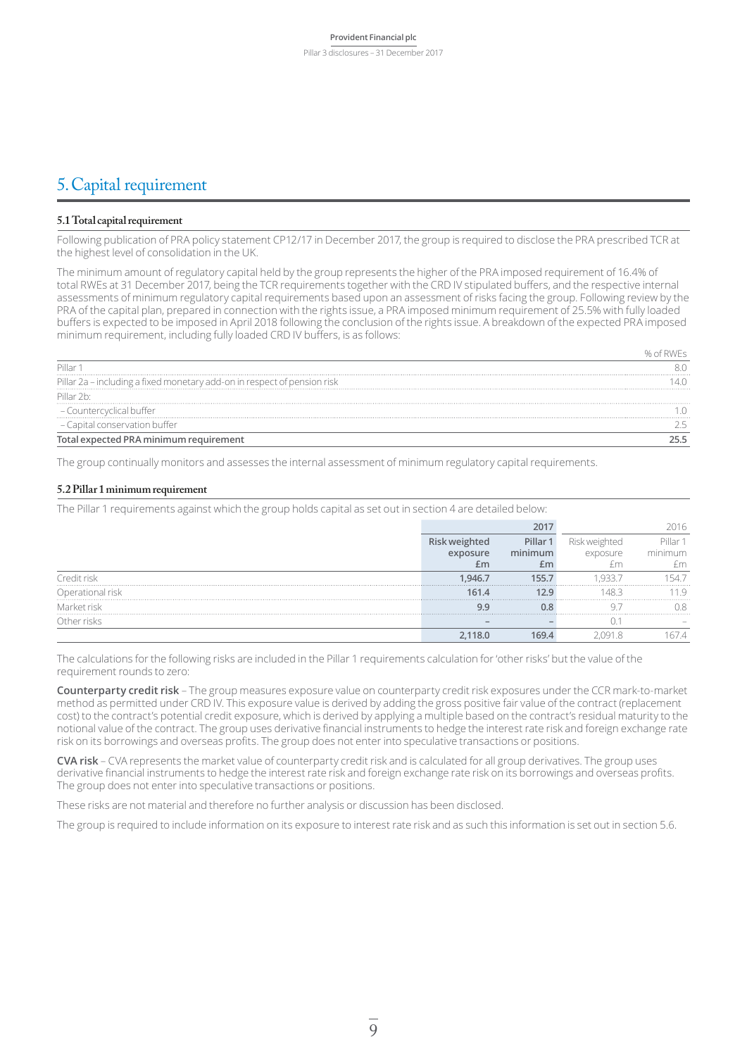# 5. Capital requirement

## 5.1 Total capital requirement

Following publication of PRA policy statement CP12/17 in December 2017, the group is required to disclose the PRA prescribed TCR at the highest level of consolidation in the UK.

The minimum amount of regulatory capital held by the group represents the higher of the PRA imposed requirement of 16.4% of total RWEs at 31 December 2017, being the TCR requirements together with the CRD IV stipulated buffers, and the respective internal assessments of minimum regulatory capital requirements based upon an assessment of risks facing the group. Following review by the PRA of the capital plan, prepared in connection with the rights issue, a PRA imposed minimum requirement of 25.5% with fully loaded buffers is expected to be imposed in April 2018 following the conclusion of the rights issue. A breakdown of the expected PRA imposed minimum requirement, including fully loaded CRD IV buffers, is as follows:

| | % of RWEs |
|---|---|
| Pillar 1 | 8.0 |
| Pillar 2a – including a fixed monetary add-on in respect of pension risk | 14.0 |
| Pillar 2b: | |
| – Countercyclical buffer | 1.0 |
| – Capital conservation buffer | 2.5 |
| **Total expected PRA minimum requirement** | **25.5** |

The group continually monitors and assesses the internal assessment of minimum regulatory capital requirements.

## 5.2 Pillar 1 minimum requirement

The Pillar 1 requirements against which the group holds capital as set out in section 4 are detailed below:

| | 2017 | | 2016 | |
|---|---|---|---|---|
| | **Risk weighted exposure £m** | **Pillar 1 minimum £m** | Risk weighted exposure £m | Pillar 1 minimum £m |
| Credit risk | **1,946.7** | **155.7** | 1,933.7 | 154.7 |
| Operational risk | **161.4** | **12.9** | 148.3 | 11.9 |
| Market risk | **9.9** | **0.8** | 9.7 | 0.8 |
| Other risks | **–** | **–** | 0.1 | – |
| | **2,118.0** | **169.4** | 2,091.8 | 167.4 |

The calculations for the following risks are included in the Pillar 1 requirements calculation for 'other risks' but the value of the requirement rounds to zero:

**Counterparty credit risk** – The group measures exposure value on counterparty credit risk exposures under the CCR mark-to-market method as permitted under CRD IV. This exposure value is derived by adding the gross positive fair value of the contract (replacement cost) to the contract's potential credit exposure, which is derived by applying a multiple based on the contract's residual maturity to the notional value of the contract. The group uses derivative financial instruments to hedge the interest rate risk and foreign exchange rate risk on its borrowings and overseas profits. The group does not enter into speculative transactions or positions.

**CVA risk** – CVA represents the market value of counterparty credit risk and is calculated for all group derivatives. The group uses derivative financial instruments to hedge the interest rate risk and foreign exchange rate risk on its borrowings and overseas profits. The group does not enter into speculative transactions or positions.

These risks are not material and therefore no further analysis or discussion has been disclosed.

The group is required to include information on its exposure to interest rate risk and as such this information is set out in section 5.6.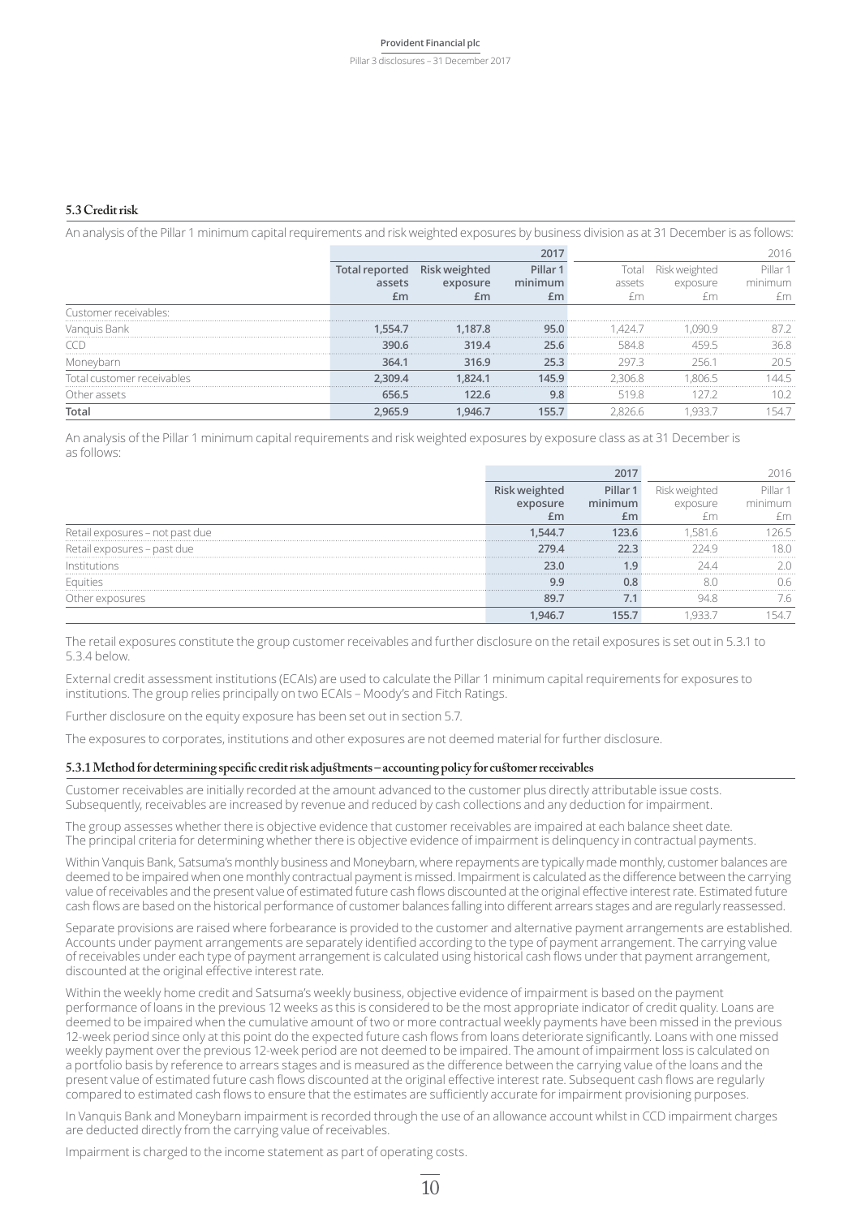### 5.3 Credit risk

An analysis of the Pillar 1 minimum capital requirements and risk weighted exposures by business division as at 31 December is as follows:

| | 2017 | | | 2016 | | |
|---|---|---|---|---|---|---|
| | **Total reported assets £m** | **Risk weighted exposure £m** | **Pillar 1 minimum £m** | Total assets £m | Risk weighted exposure £m | Pillar 1 minimum £m |
| Customer receivables: | | | | | | |
| Vanquis Bank | **1,554.7** | **1,187.8** | **95.0** | 1,424.7 | 1,090.9 | 87.2 |
| CCD | **390.6** | **319.4** | **25.6** | 584.8 | 459.5 | 36.8 |
| Moneybarn | **364.1** | **316.9** | **25.3** | 297.3 | 256.1 | 20.5 |
| Total customer receivables | **2,309.4** | **1,824.1** | **145.9** | 2,306.8 | 1,806.5 | 144.5 |
| Other assets | **656.5** | **122.6** | **9.8** | 519.8 | 127.2 | 10.2 |
| **Total** | **2,965.9** | **1,946.7** | **155.7** | 2,826.6 | 1,933.7 | 154.7 |

An analysis of the Pillar 1 minimum capital requirements and risk weighted exposures by exposure class as at 31 December is as follows:

| | 2017 | | 2016 | |
|---|---|---|---|---|
| | **Risk weighted exposure £m** | **Pillar 1 minimum £m** | Risk weighted exposure £m | Pillar 1 minimum £m |
| Retail exposures – not past due | **1,544.7** | **123.6** | 1,581.6 | 126.5 |
| Retail exposures – past due | **279.4** | **22.3** | 224.9 | 18.0 |
| Institutions | **23.0** | **1.9** | 24.4 | 2.0 |
| Equities | **9.9** | **0.8** | 8.0 | 0.6 |
| Other exposures | **89.7** | **7.1** | 94.8 | 7.6 |
| | **1,946.7** | **155.7** | 1,933.7 | 154.7 |

The retail exposures constitute the group customer receivables and further disclosure on the retail exposures is set out in 5.3.1 to 5.3.4 below.

External credit assessment institutions (ECAIs) are used to calculate the Pillar 1 minimum capital requirements for exposures to institutions. The group relies principally on two ECAIs – Moody's and Fitch Ratings.

Further disclosure on the equity exposure has been set out in section 5.7.

The exposures to corporates, institutions and other exposures are not deemed material for further disclosure.

#### 5.3.1 Method for determining specific credit risk adjustments – accounting policy for customer receivables

Customer receivables are initially recorded at the amount advanced to the customer plus directly attributable issue costs. Subsequently, receivables are increased by revenue and reduced by cash collections and any deduction for impairment.

The group assesses whether there is objective evidence that customer receivables are impaired at each balance sheet date. The principal criteria for determining whether there is objective evidence of impairment is delinquency in contractual payments.

Within Vanquis Bank, Satsuma's monthly business and Moneybarn, where repayments are typically made monthly, customer balances are deemed to be impaired when one monthly contractual payment is missed. Impairment is calculated as the difference between the carrying value of receivables and the present value of estimated future cash flows discounted at the original effective interest rate. Estimated future cash flows are based on the historical performance of customer balances falling into different arrears stages and are regularly reassessed.

Separate provisions are raised where forbearance is provided to the customer and alternative payment arrangements are established. Accounts under payment arrangements are separately identified according to the type of payment arrangement. The carrying value of receivables under each type of payment arrangement is calculated using historical cash flows under that payment arrangement, discounted at the original effective interest rate.

Within the weekly home credit and Satsuma's weekly business, objective evidence of impairment is based on the payment performance of loans in the previous 12 weeks as this is considered to be the most appropriate indicator of credit quality. Loans are deemed to be impaired when the cumulative amount of two or more contractual weekly payments have been missed in the previous 12-week period since only at this point do the expected future cash flows from loans deteriorate significantly. Loans with one missed weekly payment over the previous 12-week period are not deemed to be impaired. The amount of impairment loss is calculated on a portfolio basis by reference to arrears stages and is measured as the difference between the carrying value of the loans and the present value of estimated future cash flows discounted at the original effective interest rate. Subsequent cash flows are regularly compared to estimated cash flows to ensure that the estimates are sufficiently accurate for impairment provisioning purposes.

In Vanquis Bank and Moneybarn impairment is recorded through the use of an allowance account whilst in CCD impairment charges are deducted directly from the carrying value of receivables.

Impairment is charged to the income statement as part of operating costs.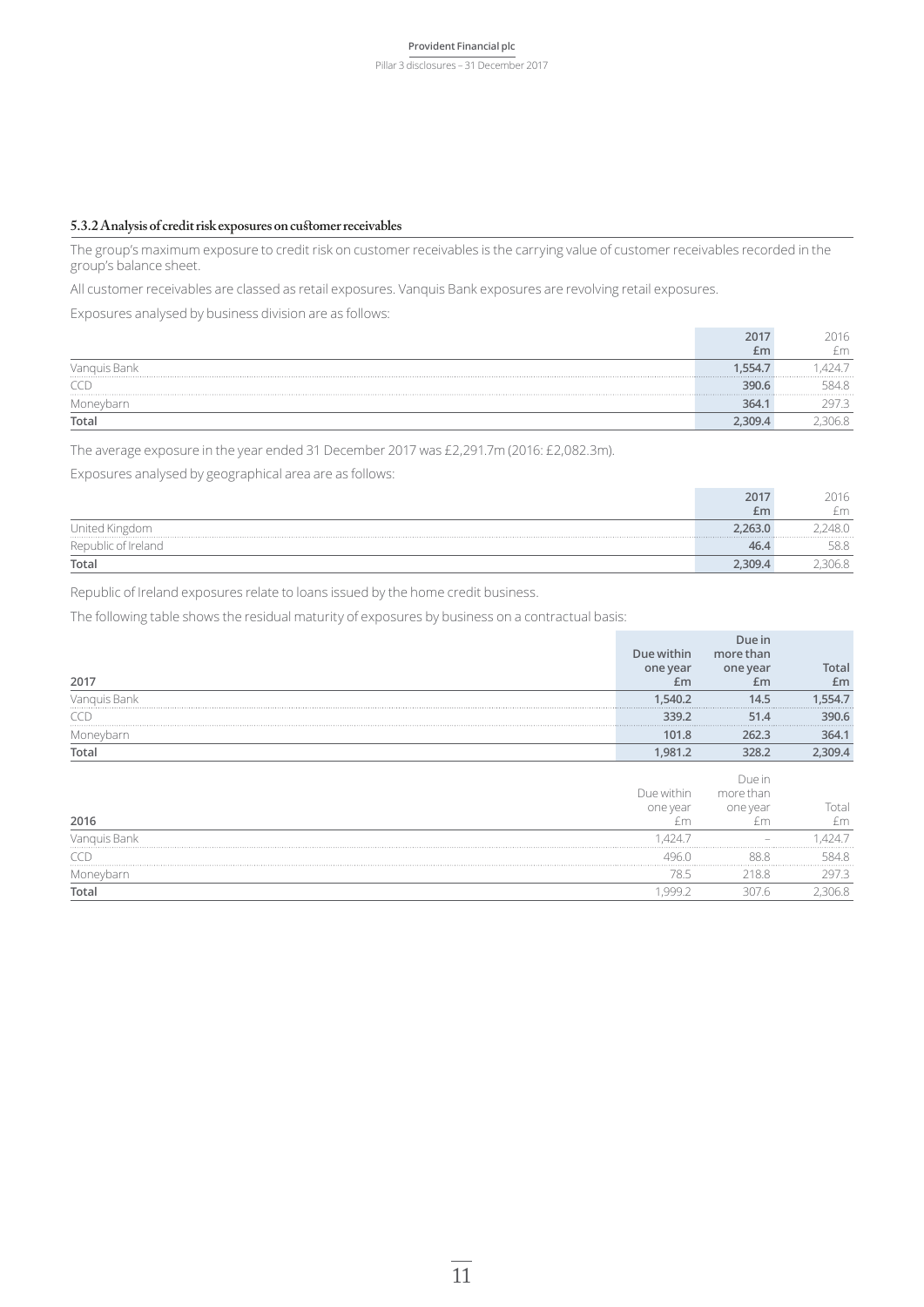### 5.3.2 Analysis of credit risk exposures on customer receivables

The group's maximum exposure to credit risk on customer receivables is the carrying value of customer receivables recorded in the group's balance sheet.

All customer receivables are classed as retail exposures. Vanquis Bank exposures are revolving retail exposures.

Exposures analysed by business division are as follows:

| | 2017 £m | 2016 £m |
|---|---|---|
| Vanquis Bank | 1,554.7 | 1,424.7 |
| CCD | 390.6 | 584.8 |
| Moneybarn | 364.1 | 297.3 |
| **Total** | **2,309.4** | 2,306.8 |

The average exposure in the year ended 31 December 2017 was £2,291.7m (2016: £2,082.3m).

Exposures analysed by geographical area are as follows:

| | 2017 £m | 2016 £m |
|---|---|---|
| United Kingdom | 2,263.0 | 2,248.0 |
| Republic of Ireland | 46.4 | 58.8 |
| **Total** | **2,309.4** | 2,306.8 |

Republic of Ireland exposures relate to loans issued by the home credit business.

The following table shows the residual maturity of exposures by business on a contractual basis:

| 2017 | Due within one year £m | Due in more than one year £m | Total £m |
|---|---|---|---|
| Vanquis Bank | 1,540.2 | 14.5 | 1,554.7 |
| CCD | 339.2 | 51.4 | 390.6 |
| Moneybarn | 101.8 | 262.3 | 364.1 |
| **Total** | **1,981.2** | **328.2** | **2,309.4** |

| 2016 | Due within one year £m | Due in more than one year £m | Total £m |
|---|---|---|---|
| Vanquis Bank | 1,424.7 | – | 1,424.7 |
| CCD | 496.0 | 88.8 | 584.8 |
| Moneybarn | 78.5 | 218.8 | 297.3 |
| **Total** | 1,999.2 | 307.6 | 2,306.8 |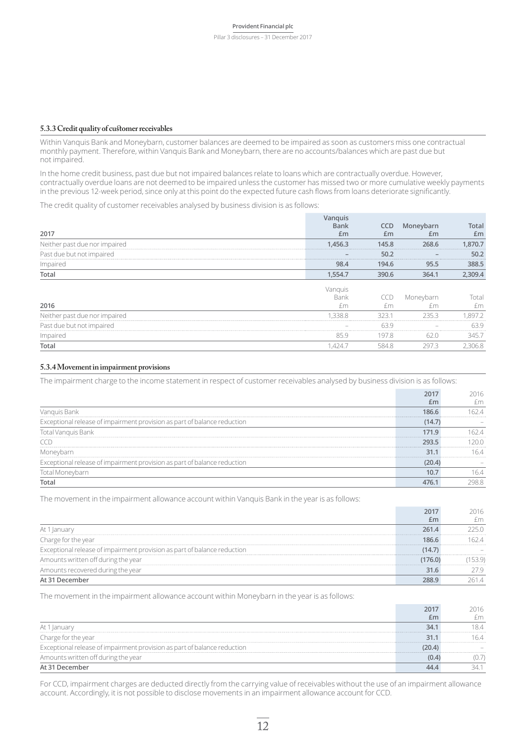### 5.3.3 Credit quality of customer receivables

Within Vanquis Bank and Moneybarn, customer balances are deemed to be impaired as soon as customers miss one contractual monthly payment. Therefore, within Vanquis Bank and Moneybarn, there are no accounts/balances which are past due but not impaired.

In the home credit business, past due but not impaired balances relate to loans which are contractually overdue. However, contractually overdue loans are not deemed to be impaired unless the customer has missed two or more cumulative weekly payments in the previous 12-week period, since only at this point do the expected future cash flows from loans deteriorate significantly.

The credit quality of customer receivables analysed by business division is as follows:

| 2017 | Vanquis Bank £m | CCD £m | Moneybarn £m | Total £m |
|---|---|---|---|---|
| Neither past due nor impaired | 1,456.3 | 145.8 | 268.6 | 1,870.7 |
| Past due but not impaired | – | 50.2 | – | 50.2 |
| Impaired | 98.4 | 194.6 | 95.5 | 388.5 |
| **Total** | **1,554.7** | **390.6** | **364.1** | **2,309.4** |

| 2016 | Vanquis Bank £m | CCD £m | Moneybarn £m | Total £m |
|---|---|---|---|---|
| Neither past due nor impaired | 1,338.8 | 323.1 | 235.3 | 1,897.2 |
| Past due but not impaired | – | 63.9 | – | 63.9 |
| Impaired | 85.9 | 197.8 | 62.0 | 345.7 |
| **Total** | 1,424.7 | 584.8 | 297.3 | 2,306.8 |

### 5.3.4 Movement in impairment provisions

The impairment charge to the income statement in respect of customer receivables analysed by business division is as follows:

| | 2017 £m | 2016 £m |
|---|---|---|
| Vanquis Bank | 186.6 | 162.4 |
| Exceptional release of impairment provision as part of balance reduction | (14.7) | – |
| Total Vanquis Bank | 171.9 | 162.4 |
| CCD | 293.5 | 120.0 |
| Moneybarn | 31.1 | 16.4 |
| Exceptional release of impairment provision as part of balance reduction | (20.4) | – |
| Total Moneybarn | 10.7 | 16.4 |
| **Total** | **476.1** | 298.8 |

The movement in the impairment allowance account within Vanquis Bank in the year is as follows:

| | 2017 £m | 2016 £m |
|---|---|---|
| At 1 January | 261.4 | 225.0 |
| Charge for the year | 186.6 | 162.4 |
| Exceptional release of impairment provision as part of balance reduction | (14.7) | – |
| Amounts written off during the year | (176.0) | (153.9) |
| Amounts recovered during the year | 31.6 | 27.9 |
| **At 31 December** | **288.9** | 261.4 |

The movement in the impairment allowance account within Moneybarn in the year is as follows:

| | 2017 £m | 2016 £m |
|---|---|---|
| At 1 January | 34.1 | 18.4 |
| Charge for the year | 31.1 | 16.4 |
| Exceptional release of impairment provision as part of balance reduction | (20.4) | – |
| Amounts written off during the year | (0.4) | (0.7) |
| **At 31 December** | **44.4** | 34.1 |

For CCD, impairment charges are deducted directly from the carrying value of receivables without the use of an impairment allowance account. Accordingly, it is not possible to disclose movements in an impairment allowance account for CCD.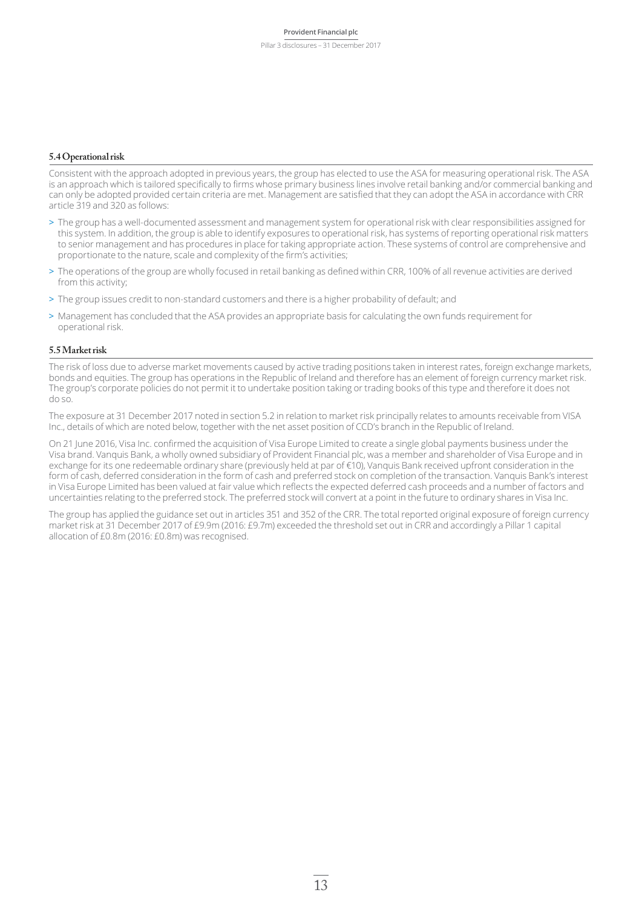### 5.4 Operational risk

Consistent with the approach adopted in previous years, the group has elected to use the ASA for measuring operational risk. The ASA is an approach which is tailored specifically to firms whose primary business lines involve retail banking and/or commercial banking and can only be adopted provided certain criteria are met. Management are satisfied that they can adopt the ASA in accordance with CRR article 319 and 320 as follows:

- The group has a well-documented assessment and management system for operational risk with clear responsibilities assigned for this system. In addition, the group is able to identify exposures to operational risk, has systems of reporting operational risk matters to senior management and has procedures in place for taking appropriate action. These systems of control are comprehensive and proportionate to the nature, scale and complexity of the firm's activities;
- The operations of the group are wholly focused in retail banking as defined within CRR, 100% of all revenue activities are derived from this activity;
- The group issues credit to non-standard customers and there is a higher probability of default; and
- Management has concluded that the ASA provides an appropriate basis for calculating the own funds requirement for operational risk.

### 5.5 Market risk

The risk of loss due to adverse market movements caused by active trading positions taken in interest rates, foreign exchange markets, bonds and equities. The group has operations in the Republic of Ireland and therefore has an element of foreign currency market risk. The group's corporate policies do not permit it to undertake position taking or trading books of this type and therefore it does not do so.

The exposure at 31 December 2017 noted in section 5.2 in relation to market risk principally relates to amounts receivable from VISA Inc., details of which are noted below, together with the net asset position of CCD's branch in the Republic of Ireland.

On 21 June 2016, Visa Inc. confirmed the acquisition of Visa Europe Limited to create a single global payments business under the Visa brand. Vanquis Bank, a wholly owned subsidiary of Provident Financial plc, was a member and shareholder of Visa Europe and in exchange for its one redeemable ordinary share (previously held at par of €10), Vanquis Bank received upfront consideration in the form of cash, deferred consideration in the form of cash and preferred stock on completion of the transaction. Vanquis Bank's interest in Visa Europe Limited has been valued at fair value which reflects the expected deferred cash proceeds and a number of factors and uncertainties relating to the preferred stock. The preferred stock will convert at a point in the future to ordinary shares in Visa Inc.

The group has applied the guidance set out in articles 351 and 352 of the CRR. The total reported original exposure of foreign currency market risk at 31 December 2017 of £9.9m (2016: £9.7m) exceeded the threshold set out in CRR and accordingly a Pillar 1 capital allocation of £0.8m (2016: £0.8m) was recognised.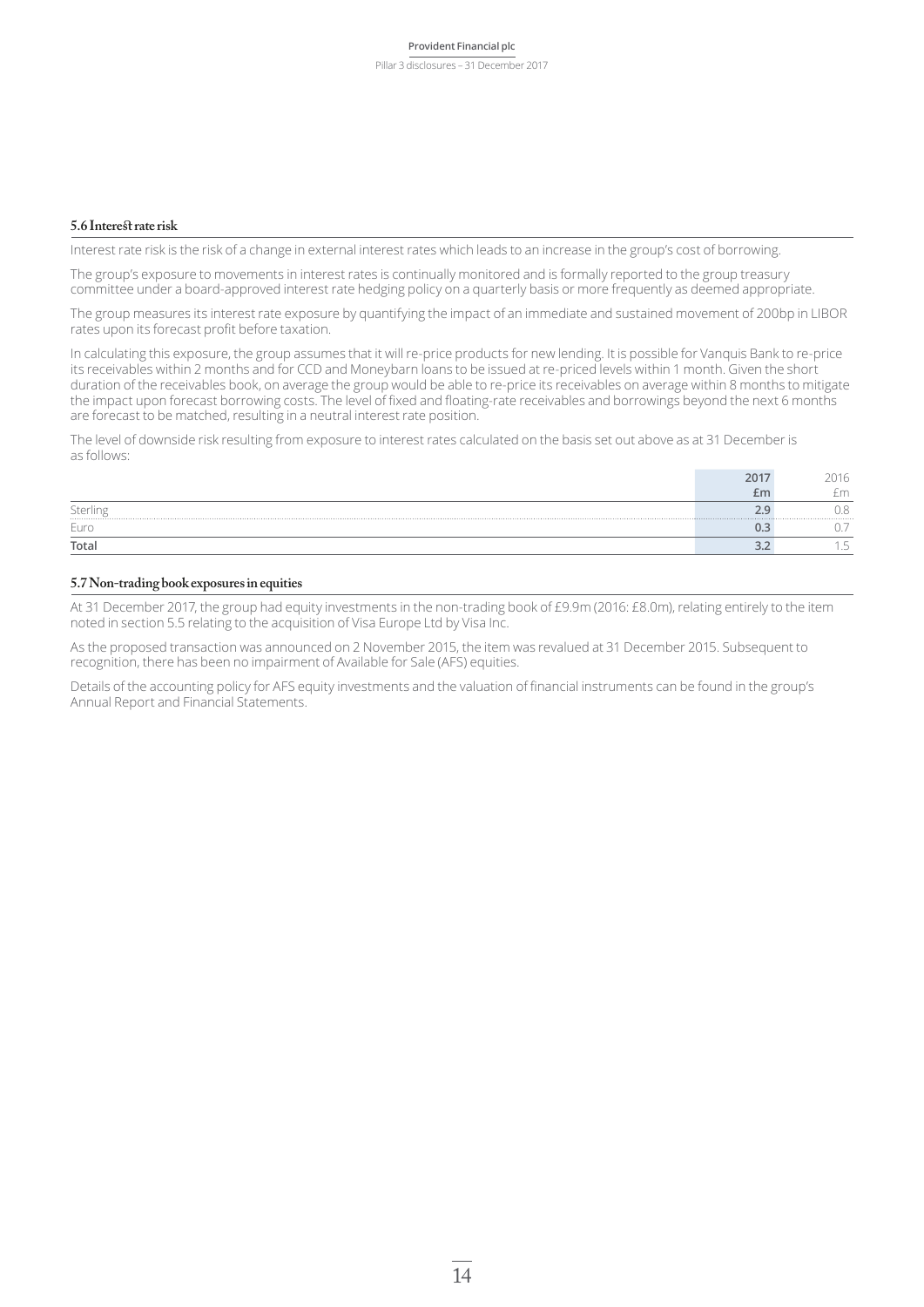### 5.6 Interest rate risk

Interest rate risk is the risk of a change in external interest rates which leads to an increase in the group's cost of borrowing.

The group's exposure to movements in interest rates is continually monitored and is formally reported to the group treasury committee under a board-approved interest rate hedging policy on a quarterly basis or more frequently as deemed appropriate.

The group measures its interest rate exposure by quantifying the impact of an immediate and sustained movement of 200bp in LIBOR rates upon its forecast profit before taxation.

In calculating this exposure, the group assumes that it will re-price products for new lending. It is possible for Vanquis Bank to re-price its receivables within 2 months and for CCD and Moneybarn loans to be issued at re-priced levels within 1 month. Given the short duration of the receivables book, on average the group would be able to re-price its receivables on average within 8 months to mitigate the impact upon forecast borrowing costs. The level of fixed and floating-rate receivables and borrowings beyond the next 6 months are forecast to be matched, resulting in a neutral interest rate position.

The level of downside risk resulting from exposure to interest rates calculated on the basis set out above as at 31 December is as follows:

| | 2017 £m | 2016 £m |
|---|---|---|
| Sterling | 2.9 | 0.8 |
| Euro | 0.3 | 0.7 |
| **Total** | **3.2** | 1.5 |

### 5.7 Non-trading book exposures in equities

At 31 December 2017, the group had equity investments in the non-trading book of £9.9m (2016: £8.0m), relating entirely to the item noted in section 5.5 relating to the acquisition of Visa Europe Ltd by Visa Inc.

As the proposed transaction was announced on 2 November 2015, the item was revalued at 31 December 2015. Subsequent to recognition, there has been no impairment of Available for Sale (AFS) equities.

Details of the accounting policy for AFS equity investments and the valuation of financial instruments can be found in the group's Annual Report and Financial Statements.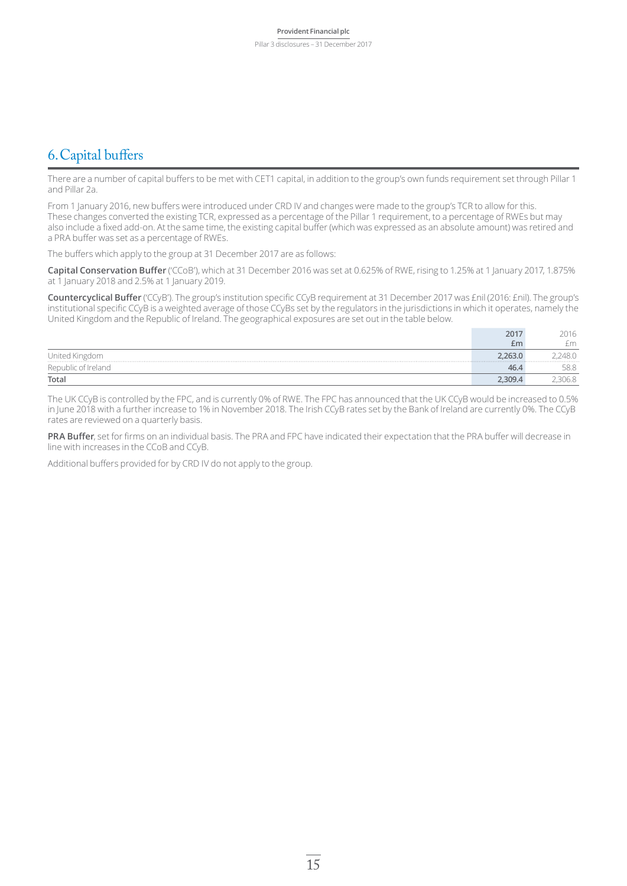# 6. Capital buffers

There are a number of capital buffers to be met with CET1 capital, in addition to the group's own funds requirement set through Pillar 1 and Pillar 2a.

From 1 January 2016, new buffers were introduced under CRD IV and changes were made to the group's TCR to allow for this. These changes converted the existing TCR, expressed as a percentage of the Pillar 1 requirement, to a percentage of RWEs but may also include a fixed add-on. At the same time, the existing capital buffer (which was expressed as an absolute amount) was retired and a PRA buffer was set as a percentage of RWEs.

The buffers which apply to the group at 31 December 2017 are as follows:

**Capital Conservation Buffer** ('CCoB'), which at 31 December 2016 was set at 0.625% of RWE, rising to 1.25% at 1 January 2017, 1.875% at 1 January 2018 and 2.5% at 1 January 2019.

**Countercyclical Buffer** ('CCyB'). The group's institution specific CCyB requirement at 31 December 2017 was £nil (2016: £nil). The group's institutional specific CCyB is a weighted average of those CCyBs set by the regulators in the jurisdictions in which it operates, namely the United Kingdom and the Republic of Ireland. The geographical exposures are set out in the table below.

| | 2017 £m | 2016 £m |
|---|---|---|
| United Kingdom | 2,263.0 | 2,248.0 |
| Republic of Ireland | 46.4 | 58.8 |
| Total | 2,309.4 | 2,306.8 |

The UK CCyB is controlled by the FPC, and is currently 0% of RWE. The FPC has announced that the UK CCyB would be increased to 0.5% in June 2018 with a further increase to 1% in November 2018. The Irish CCyB rates set by the Bank of Ireland are currently 0%. The CCyB rates are reviewed on a quarterly basis.

**PRA Buffer**, set for firms on an individual basis. The PRA and FPC have indicated their expectation that the PRA buffer will decrease in line with increases in the CCoB and CCyB.

Additional buffers provided for by CRD IV do not apply to the group.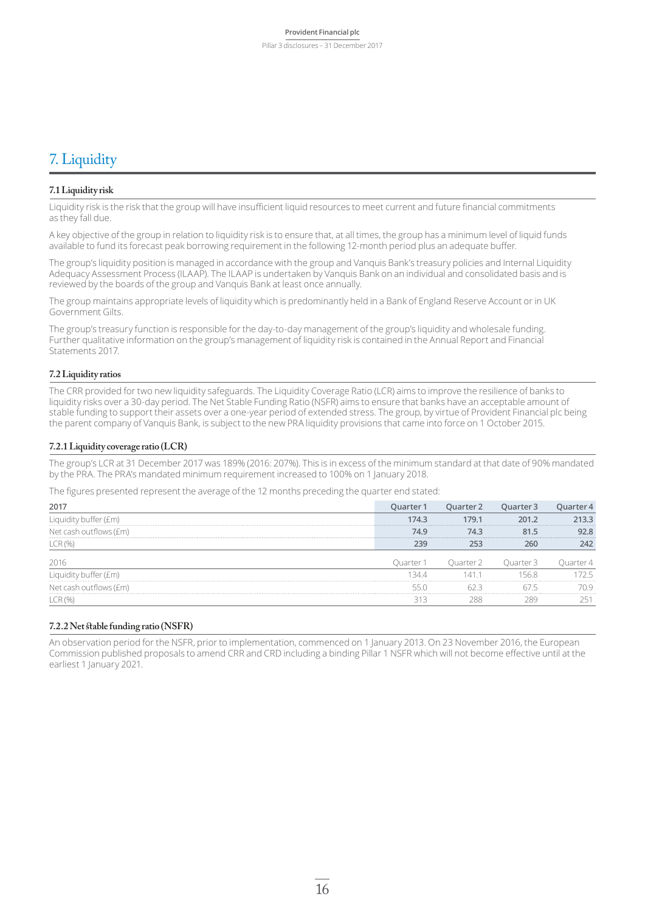# 7. Liquidity

## 7.1 Liquidity risk

Liquidity risk is the risk that the group will have insufficient liquid resources to meet current and future financial commitments as they fall due.

A key objective of the group in relation to liquidity risk is to ensure that, at all times, the group has a minimum level of liquid funds available to fund its forecast peak borrowing requirement in the following 12-month period plus an adequate buffer.

The group's liquidity position is managed in accordance with the group and Vanquis Bank's treasury policies and Internal Liquidity Adequacy Assessment Process (ILAAP). The ILAAP is undertaken by Vanquis Bank on an individual and consolidated basis and is reviewed by the boards of the group and Vanquis Bank at least once annually.

The group maintains appropriate levels of liquidity which is predominantly held in a Bank of England Reserve Account or in UK Government Gilts.

The group's treasury function is responsible for the day-to-day management of the group's liquidity and wholesale funding. Further qualitative information on the group's management of liquidity risk is contained in the Annual Report and Financial Statements 2017.

## 7.2 Liquidity ratios

The CRR provided for two new liquidity safeguards. The Liquidity Coverage Ratio (LCR) aims to improve the resilience of banks to liquidity risks over a 30-day period. The Net Stable Funding Ratio (NSFR) aims to ensure that banks have an acceptable amount of stable funding to support their assets over a one-year period of extended stress. The group, by virtue of Provident Financial plc being the parent company of Vanquis Bank, is subject to the new PRA liquidity provisions that came into force on 1 October 2015.

### 7.2.1 Liquidity coverage ratio (LCR)

The group's LCR at 31 December 2017 was 189% (2016: 207%). This is in excess of the minimum standard at that date of 90% mandated by the PRA. The PRA's mandated minimum requirement increased to 100% on 1 January 2018.

The figures presented represent the average of the 12 months preceding the quarter end stated:

| 2017 | Quarter 1 | Quarter 2 | Quarter 3 | Quarter 4 |
|---|---|---|---|---|
| Liquidity buffer (£m) | **174.3** | **179.1** | **201.2** | **213.3** |
| Net cash outflows (£m) | **74.9** | **74.3** | **81.5** | **92.8** |
| LCR (%) | **239** | **253** | **260** | **242** |
| **2016** | **Quarter 1** | **Quarter 2** | **Quarter 3** | **Quarter 4** |
| Liquidity buffer (£m) | 134.4 | 141.1 | 156.8 | 172.5 |
| Net cash outflows (£m) | 55.0 | 62.3 | 67.5 | 70.9 |
| LCR (%) | 313 | 288 | 289 | 251 |

### 7.2.2 Net stable funding ratio (NSFR)

An observation period for the NSFR, prior to implementation, commenced on 1 January 2013. On 23 November 2016, the European Commission published proposals to amend CRR and CRD including a binding Pillar 1 NSFR which will not become effective until at the earliest 1 January 2021.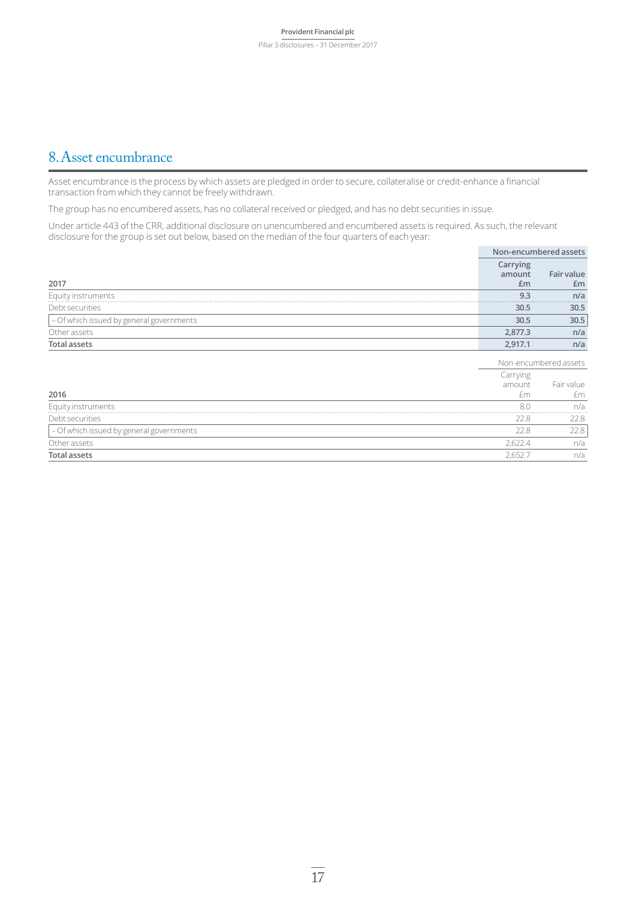## 8. Asset encumbrance

Asset encumbrance is the process by which assets are pledged in order to secure, collateralise or credit-enhance a financial transaction from which they cannot be freely withdrawn.

The group has no encumbered assets, has no collateral received or pledged, and has no debt securities in issue.

Under article 443 of the CRR, additional disclosure on unencumbered and encumbered assets is required. As such, the relevant disclosure for the group is set out below, based on the median of the four quarters of each year:

| 2017 | Non-encumbered assets Carrying amount £m | Non-encumbered assets Fair value £m |
|---|---|---|
| Equity instruments | **9.3** | **n/a** |
| Debt securities | **30.5** | **30.5** |
| – Of which issued by general governments | **30.5** | **30.5** |
| Other assets | **2,877.3** | **n/a** |
| **Total assets** | **2,917.1** | **n/a** |

| 2016 | Non-encumbered assets Carrying amount £m | Non-encumbered assets Fair value £m |
|---|---|---|
| Equity instruments | 8.0 | n/a |
| Debt securities | 22.8 | 22.8 |
| – Of which issued by general governments | 22.8 | 22.8 |
| Other assets | 2,622.4 | n/a |
| **Total assets** | 2,652.7 | n/a |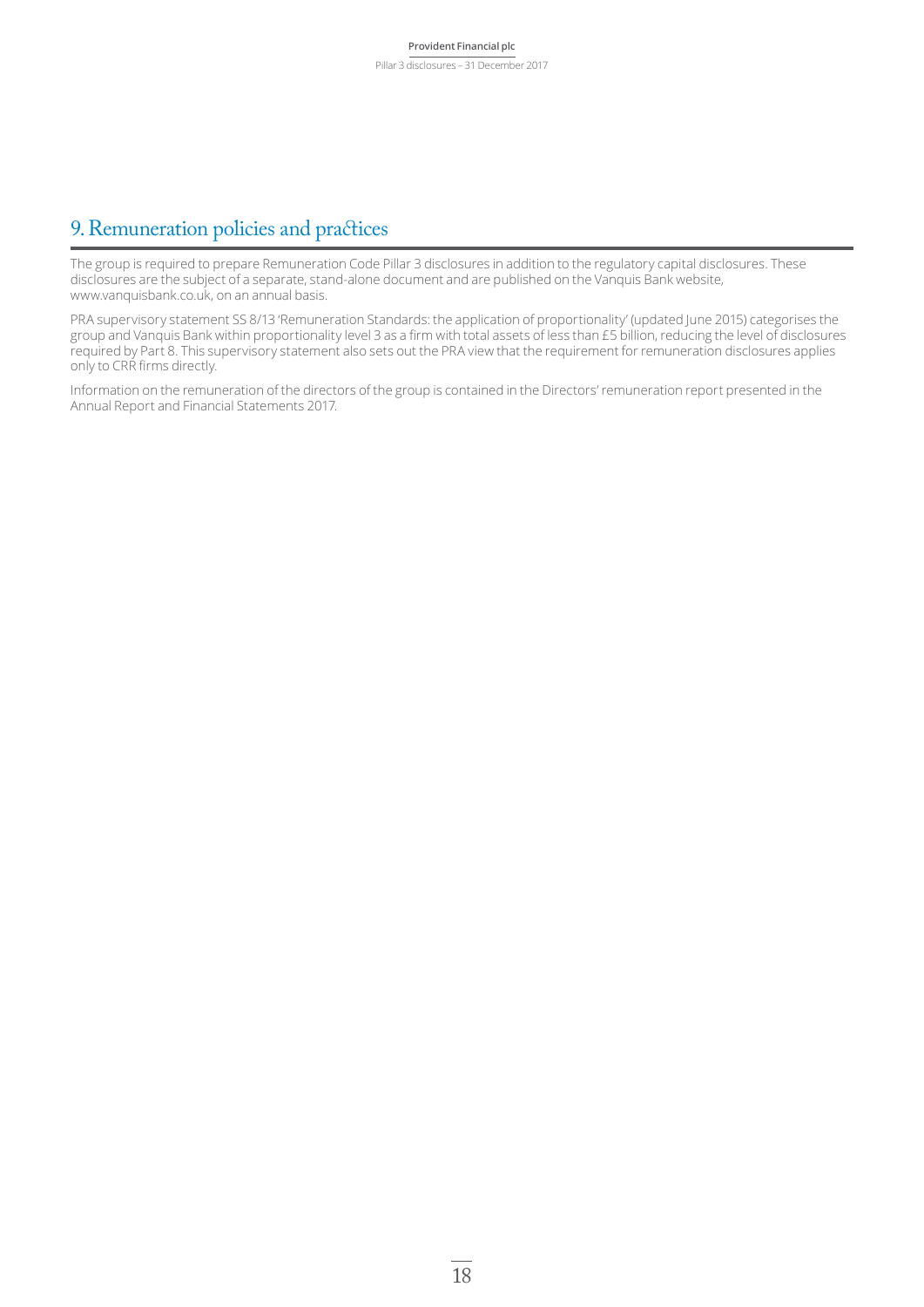# 9. Remuneration policies and practices

The group is required to prepare Remuneration Code Pillar 3 disclosures in addition to the regulatory capital disclosures. These disclosures are the subject of a separate, stand-alone document and are published on the Vanquis Bank website, www.vanquisbank.co.uk, on an annual basis.

PRA supervisory statement SS 8/13 'Remuneration Standards: the application of proportionality' (updated June 2015) categorises the group and Vanquis Bank within proportionality level 3 as a firm with total assets of less than £5 billion, reducing the level of disclosures required by Part 8. This supervisory statement also sets out the PRA view that the requirement for remuneration disclosures applies only to CRR firms directly.

Information on the remuneration of the directors of the group is contained in the Directors' remuneration report presented in the Annual Report and Financial Statements 2017.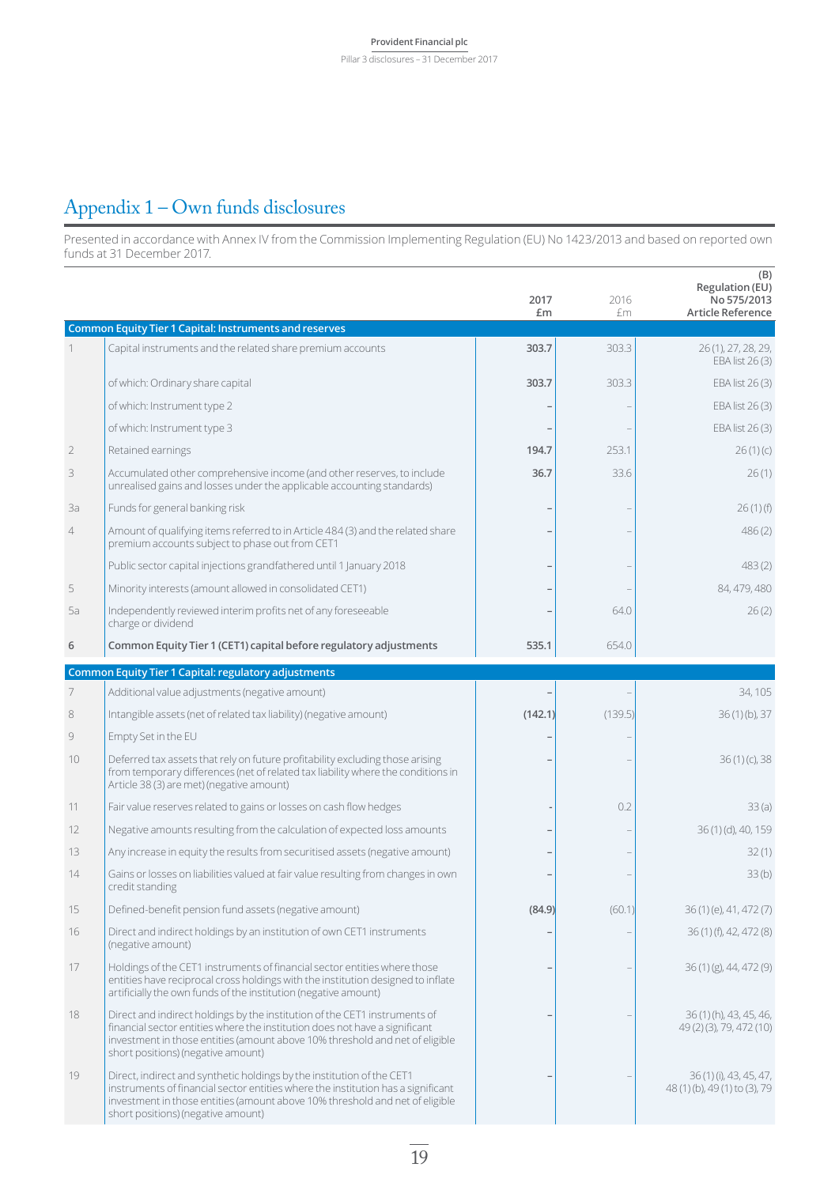# Appendix 1 – Own funds disclosures

Presented in accordance with Annex IV from the Commission Implementing Regulation (EU) No 1423/2013 and based on reported own funds at 31 December 2017.

| | | 2017 £m | 2016 £m | (B) Regulation (EU) No 575/2013 Article Reference |
|---|---|---|---|---|
| **Common Equity Tier 1 Capital: Instruments and reserves** | | | | |
| 1 | Capital instruments and the related share premium accounts | **303.7** | 303.3 | 26 (1), 27, 28, 29, EBA list 26 (3) |
| | of which: Ordinary share capital | **303.7** | 303.3 | EBA list 26 (3) |
| | of which: Instrument type 2 | **–** | – | EBA list 26 (3) |
| | of which: Instrument type 3 | **–** | – | EBA list 26 (3) |
| 2 | Retained earnings | **194.7** | 253.1 | 26 (1) (c) |
| 3 | Accumulated other comprehensive income (and other reserves, to include unrealised gains and losses under the applicable accounting standards) | **36.7** | 33.6 | 26 (1) |
| 3a | Funds for general banking risk | **–** | – | 26 (1) (f) |
| 4 | Amount of qualifying items referred to in Article 484 (3) and the related share premium accounts subject to phase out from CET1 | **–** | – | 486 (2) |
| | Public sector capital injections grandfathered until 1 January 2018 | **–** | – | 483 (2) |
| 5 | Minority interests (amount allowed in consolidated CET1) | **–** | – | 84, 479, 480 |
| 5a | Independently reviewed interim profits net of any foreseeable charge or dividend | **–** | 64.0 | 26 (2) |
| **6** | **Common Equity Tier 1 (CET1) capital before regulatory adjustments** | **535.1** | 654.0 | |
| **Common Equity Tier 1 Capital: regulatory adjustments** | | | | |
| 7 | Additional value adjustments (negative amount) | **–** | – | 34, 105 |
| 8 | Intangible assets (net of related tax liability) (negative amount) | **(142.1)** | (139.5) | 36 (1) (b), 37 |
| 9 | Empty Set in the EU | **–** | – | |
| 10 | Deferred tax assets that rely on future profitability excluding those arising from temporary differences (net of related tax liability where the conditions in Article 38 (3) are met) (negative amount) | **–** | – | 36 (1) (c), 38 |
| 11 | Fair value reserves related to gains or losses on cash flow hedges | **-** | 0.2 | 33 (a) |
| 12 | Negative amounts resulting from the calculation of expected loss amounts | **–** | – | 36 (1) (d), 40, 159 |
| 13 | Any increase in equity the results from securitised assets (negative amount) | **–** | – | 32 (1) |
| 14 | Gains or losses on liabilities valued at fair value resulting from changes in own credit standing | **–** | – | 33 (b) |
| 15 | Defined-benefit pension fund assets (negative amount) | **(84.9)** | (60.1) | 36 (1) (e), 41, 472 (7) |
| 16 | Direct and indirect holdings by an institution of own CET1 instruments (negative amount) | **–** | – | 36 (1) (f), 42, 472 (8) |
| 17 | Holdings of the CET1 instruments of financial sector entities where those entities have reciprocal cross holdings with the institution designed to inflate artificially the own funds of the institution (negative amount) | **–** | – | 36 (1) (g), 44, 472 (9) |
| 18 | Direct and indirect holdings by the institution of the CET1 instruments of financial sector entities where the institution does not have a significant investment in those entities (amount above 10% threshold and net of eligible short positions) (negative amount) | **–** | – | 36 (1) (h), 43, 45, 46, 49 (2) (3), 79, 472 (10) |
| 19 | Direct, indirect and synthetic holdings by the institution of the CET1 instruments of financial sector entities where the institution has a significant investment in those entities (amount above 10% threshold and net of eligible short positions) (negative amount) | **–** | – | 36 (1) (i), 43, 45, 47, 48 (1) (b), 49 (1) to (3), 79 |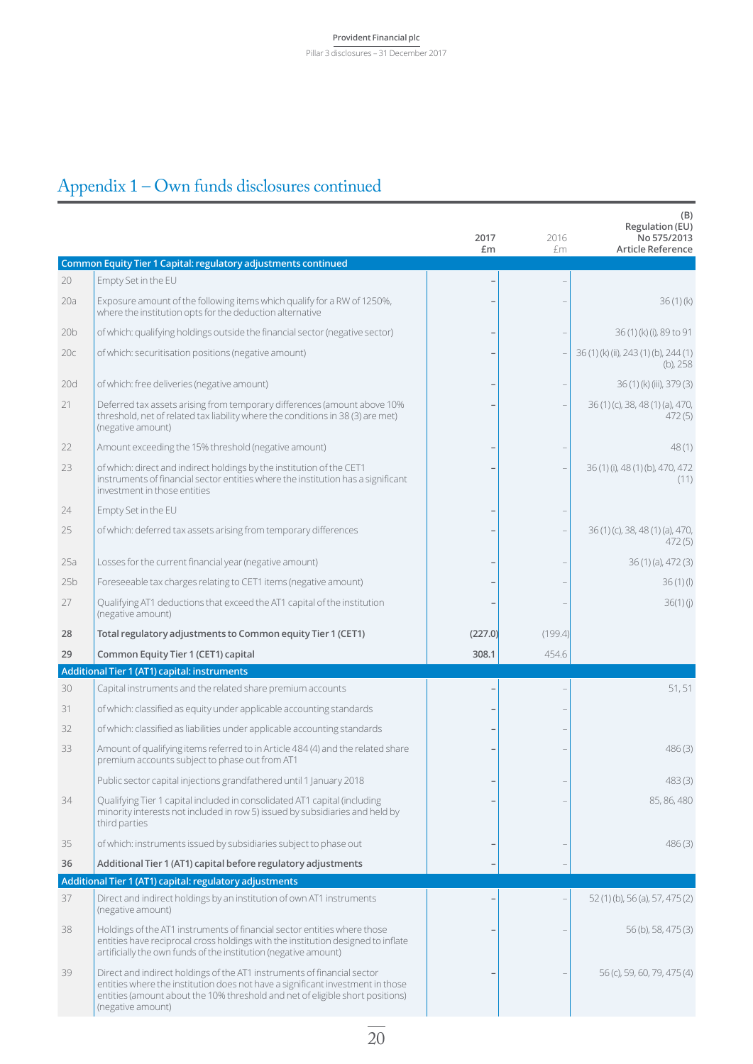# Appendix 1 – Own funds disclosures continued

| | | 2017 £m | 2016 £m | (B) Regulation (EU) No 575/2013 Article Reference |
|---|---|---|---|---|
| **Common Equity Tier 1 Capital: regulatory adjustments continued** | | | | |
| 20 | Empty Set in the EU | – | – | |
| 20a | Exposure amount of the following items which qualify for a RW of 1250%, where the institution opts for the deduction alternative | – | – | 36 (1) (k) |
| 20b | of which: qualifying holdings outside the financial sector (negative sector) | – | – | 36 (1) (k) (i), 89 to 91 |
| 20c | of which: securitisation positions (negative amount) | – | – | 36 (1) (k) (ii), 243 (1) (b), 244 (1) (b), 258 |
| 20d | of which: free deliveries (negative amount) | – | – | 36 (1) (k) (iii), 379 (3) |
| 21 | Deferred tax assets arising from temporary differences (amount above 10% threshold, net of related tax liability where the conditions in 38 (3) are met) (negative amount) | – | – | 36 (1) (c), 38, 48 (1) (a), 470, 472 (5) |
| 22 | Amount exceeding the 15% threshold (negative amount) | – | – | 48 (1) |
| 23 | of which: direct and indirect holdings by the institution of the CET1 instruments of financial sector entities where the institution has a significant investment in those entities | – | – | 36 (1) (i), 48 (1) (b), 470, 472 (11) |
| 24 | Empty Set in the EU | – | – | |
| 25 | of which: deferred tax assets arising from temporary differences | – | – | 36 (1) (c), 38, 48 (1) (a), 470, 472 (5) |
| 25a | Losses for the current financial year (negative amount) | – | – | 36 (1) (a), 472 (3) |
| 25b | Foreseeable tax charges relating to CET1 items (negative amount) | – | – | 36 (1) (l) |
| 27 | Qualifying AT1 deductions that exceed the AT1 capital of the institution (negative amount) | – | – | 36(1) (j) |
| **28** | **Total regulatory adjustments to Common equity Tier 1 (CET1)** | **(227.0)** | (199.4) | |
| **29** | **Common Equity Tier 1 (CET1) capital** | **308.1** | 454.6 | |
| **Additional Tier 1 (AT1) capital: instruments** | | | | |
| 30 | Capital instruments and the related share premium accounts | – | – | 51, 51 |
| 31 | of which: classified as equity under applicable accounting standards | – | – | |
| 32 | of which: classified as liabilities under applicable accounting standards | – | – | |
| 33 | Amount of qualifying items referred to in Article 484 (4) and the related share premium accounts subject to phase out from AT1 | – | – | 486 (3) |
| | Public sector capital injections grandfathered until 1 January 2018 | – | – | 483 (3) |
| 34 | Qualifying Tier 1 capital included in consolidated AT1 capital (including minority interests not included in row 5) issued by subsidiaries and held by third parties | – | – | 85, 86, 480 |
| 35 | of which: instruments issued by subsidiaries subject to phase out | – | – | 486 (3) |
| **36** | **Additional Tier 1 (AT1) capital before regulatory adjustments** | – | – | |
| **Additional Tier 1 (AT1) capital: regulatory adjustments** | | | | |
| 37 | Direct and indirect holdings by an institution of own AT1 instruments (negative amount) | – | – | 52 (1) (b), 56 (a), 57, 475 (2) |
| 38 | Holdings of the AT1 instruments of financial sector entities where those entities have reciprocal cross holdings with the institution designed to inflate artificially the own funds of the institution (negative amount) | – | – | 56 (b), 58, 475 (3) |
| 39 | Direct and indirect holdings of the AT1 instruments of financial sector entities where the institution does not have a significant investment in those entities (amount about the 10% threshold and net of eligible short positions) (negative amount) | – | – | 56 (c), 59, 60, 79, 475 (4) |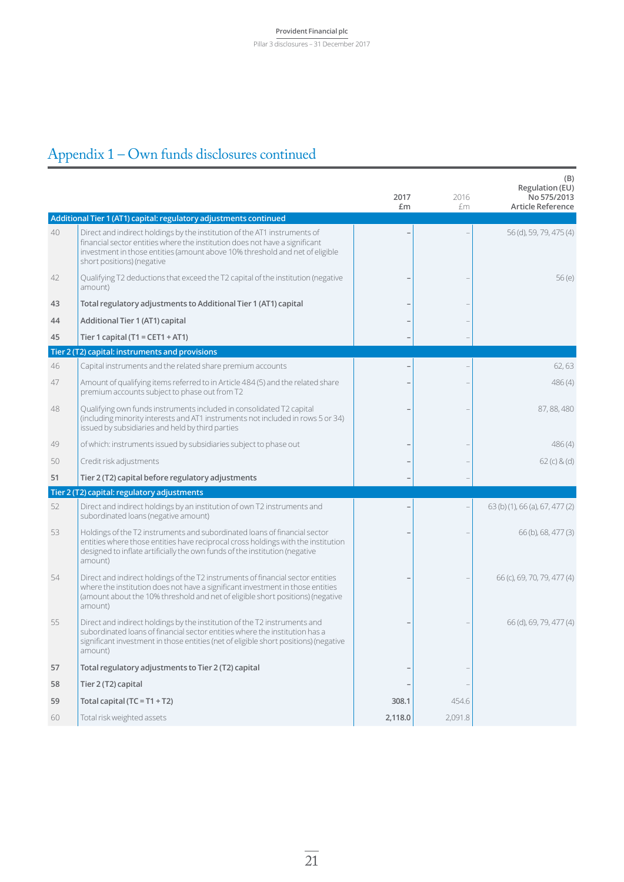## Appendix 1 – Own funds disclosures continued

| | | 2017 £m | 2016 £m | (B) Regulation (EU) No 575/2013 Article Reference |
|---|---|---|---|---|
| **Additional Tier 1 (AT1) capital: regulatory adjustments continued** | | | | |
| 40 | Direct and indirect holdings by the institution of the AT1 instruments of financial sector entities where the institution does not have a significant investment in those entities (amount above 10% threshold and net of eligible short positions) (negative | – | – | 56 (d), 59, 79, 475 (4) |
| 42 | Qualifying T2 deductions that exceed the T2 capital of the institution (negative amount) | – | – | 56 (e) |
| **43** | **Total regulatory adjustments to Additional Tier 1 (AT1) capital** | – | – | |
| **44** | **Additional Tier 1 (AT1) capital** | – | – | |
| **45** | **Tier 1 capital (T1 = CET1 + AT1)** | – | – | |
| **Tier 2 (T2) capital: instruments and provisions** | | | | |
| 46 | Capital instruments and the related share premium accounts | – | – | 62, 63 |
| 47 | Amount of qualifying items referred to in Article 484 (5) and the related share premium accounts subject to phase out from T2 | – | – | 486 (4) |
| 48 | Qualifying own funds instruments included in consolidated T2 capital (including minority interests and AT1 instruments not included in rows 5 or 34) issued by subsidiaries and held by third parties | – | – | 87, 88, 480 |
| 49 | of which: instruments issued by subsidiaries subject to phase out | – | – | 486 (4) |
| 50 | Credit risk adjustments | – | – | 62 (c) & (d) |
| **51** | **Tier 2 (T2) capital before regulatory adjustments** | – | – | |
| **Tier 2 (T2) capital: regulatory adjustments** | | | | |
| 52 | Direct and indirect holdings by an institution of own T2 instruments and subordinated loans (negative amount) | – | – | 63 (b) (1), 66 (a), 67, 477 (2) |
| 53 | Holdings of the T2 instruments and subordinated loans of financial sector entities where those entities have reciprocal cross holdings with the institution designed to inflate artificially the own funds of the institution (negative amount) | – | – | 66 (b), 68, 477 (3) |
| 54 | Direct and indirect holdings of the T2 instruments of financial sector entities where the institution does not have a significant investment in those entities (amount about the 10% threshold and net of eligible short positions) (negative amount) | – | – | 66 (c), 69, 70, 79, 477 (4) |
| 55 | Direct and indirect holdings by the institution of the T2 instruments and subordinated loans of financial sector entities where the institution has a significant investment in those entities (net of eligible short positions) (negative amount) | – | – | 66 (d), 69, 79, 477 (4) |
| **57** | **Total regulatory adjustments to Tier 2 (T2) capital** | – | – | |
| **58** | **Tier 2 (T2) capital** | – | – | |
| **59** | **Total capital (TC = T1 + T2)** | **308.1** | 454.6 | |
| 60 | Total risk weighted assets | **2,118.0** | 2,091.8 | |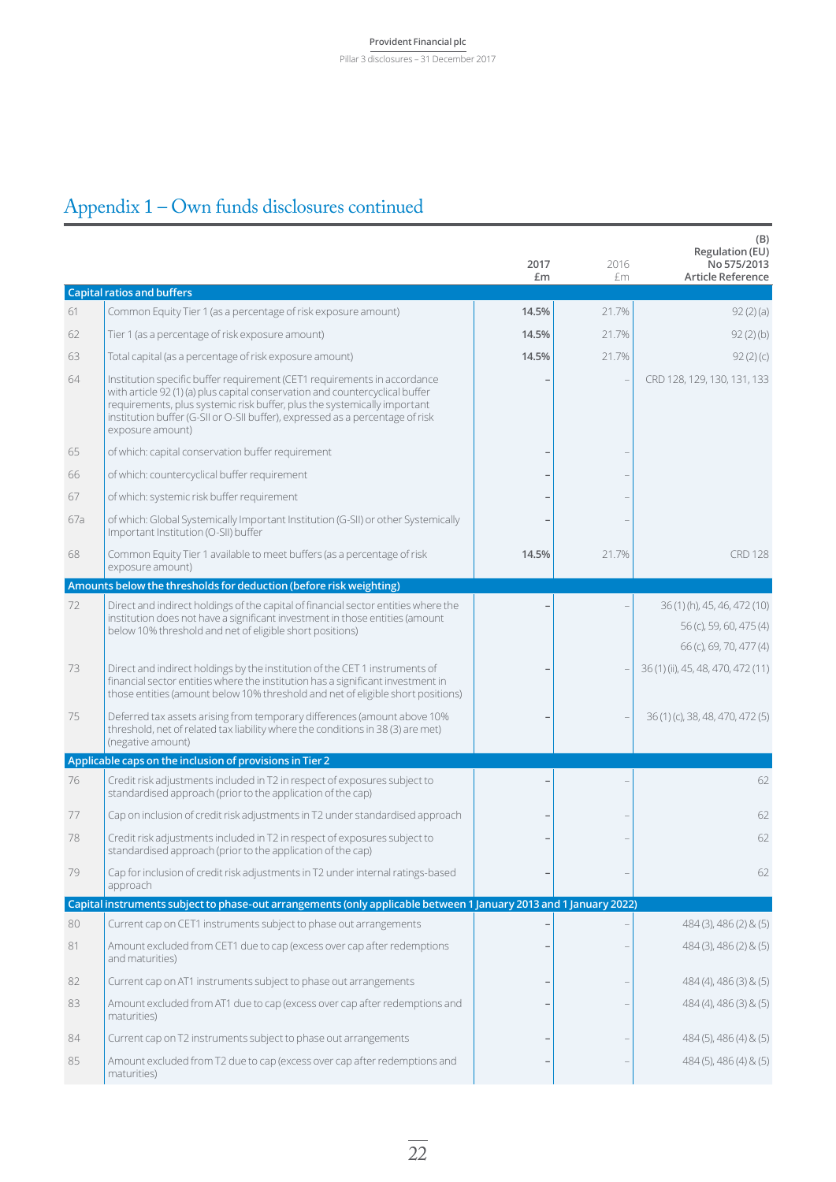# Appendix 1 – Own funds disclosures continued

| | | 2017 £m | 2016 £m | (B) Regulation (EU) No 575/2013 Article Reference |
|---|---|---|---|---|
| **Capital ratios and buffers** | | | | |
| 61 | Common Equity Tier 1 (as a percentage of risk exposure amount) | **14.5%** | 21.7% | 92 (2) (a) |
| 62 | Tier 1 (as a percentage of risk exposure amount) | **14.5%** | 21.7% | 92 (2) (b) |
| 63 | Total capital (as a percentage of risk exposure amount) | **14.5%** | 21.7% | 92 (2) (c) |
| 64 | Institution specific buffer requirement (CET1 requirements in accordance with article 92 (1) (a) plus capital conservation and countercyclical buffer requirements, plus systemic risk buffer, plus the systemically important institution buffer (G-SII or O-SII buffer), expressed as a percentage of risk exposure amount) | – | – | CRD 128, 129, 130, 131, 133 |
| 65 | of which: capital conservation buffer requirement | – | – | |
| 66 | of which: countercyclical buffer requirement | – | – | |
| 67 | of which: systemic risk buffer requirement | – | – | |
| 67a | of which: Global Systemically Important Institution (G-SII) or other Systemically Important Institution (O-SII) buffer | – | – | |
| 68 | Common Equity Tier 1 available to meet buffers (as a percentage of risk exposure amount) | **14.5%** | 21.7% | CRD 128 |
| **Amounts below the thresholds for deduction (before risk weighting)** | | | | |
| 72 | Direct and indirect holdings of the capital of financial sector entities where the institution does not have a significant investment in those entities (amount below 10% threshold and net of eligible short positions) | – | – | 36 (1) (h), 45, 46, 472 (10)<br>56 (c), 59, 60, 475 (4)<br>66 (c), 69, 70, 477 (4) |
| 73 | Direct and indirect holdings by the institution of the CET 1 instruments of financial sector entities where the institution has a significant investment in those entities (amount below 10% threshold and net of eligible short positions) | – | – | 36 (1) (ii), 45, 48, 470, 472 (11) |
| 75 | Deferred tax assets arising from temporary differences (amount above 10% threshold, net of related tax liability where the conditions in 38 (3) are met) (negative amount) | – | – | 36 (1) (c), 38, 48, 470, 472 (5) |
| **Applicable caps on the inclusion of provisions in Tier 2** | | | | |
| 76 | Credit risk adjustments included in T2 in respect of exposures subject to standardised approach (prior to the application of the cap) | – | – | 62 |
| 77 | Cap on inclusion of credit risk adjustments in T2 under standardised approach | – | – | 62 |
| 78 | Credit risk adjustments included in T2 in respect of exposures subject to standardised approach (prior to the application of the cap) | – | – | 62 |
| 79 | Cap for inclusion of credit risk adjustments in T2 under internal ratings-based approach | – | – | 62 |
| **Capital instruments subject to phase-out arrangements (only applicable between 1 January 2013 and 1 January 2022)** | | | | |
| 80 | Current cap on CET1 instruments subject to phase out arrangements | – | – | 484 (3), 486 (2) & (5) |
| 81 | Amount excluded from CET1 due to cap (excess over cap after redemptions and maturities) | – | – | 484 (3), 486 (2) & (5) |
| 82 | Current cap on AT1 instruments subject to phase out arrangements | – | – | 484 (4), 486 (3) & (5) |
| 83 | Amount excluded from AT1 due to cap (excess over cap after redemptions and maturities) | – | – | 484 (4), 486 (3) & (5) |
| 84 | Current cap on T2 instruments subject to phase out arrangements | – | – | 484 (5), 486 (4) & (5) |
| 85 | Amount excluded from T2 due to cap (excess over cap after redemptions and maturities) | – | – | 484 (5), 486 (4) & (5) |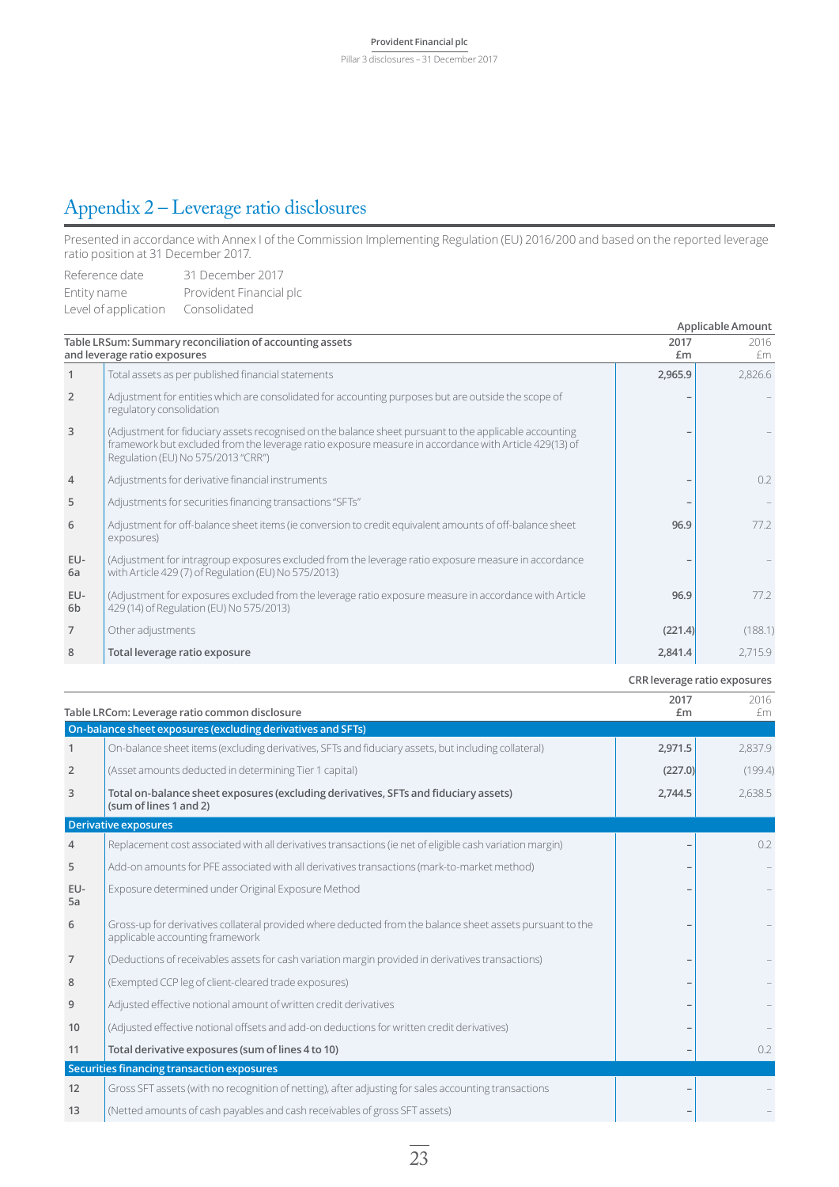# Appendix 2 – Leverage ratio disclosures

Presented in accordance with Annex I of the Commission Implementing Regulation (EU) 2016/200 and based on the reported leverage ratio position at 31 December 2017.

| | |
|---|---|
| Reference date | 31 December 2017 |
| Entity name | Provident Financial plc |
| Level of application | Consolidated |

| | Table LRSum: Summary reconciliation of accounting assets and leverage ratio exposures | Applicable Amount 2017 £m | 2016 £m |
|---|---|---|---|
| 1 | Total assets as per published financial statements | **2,965.9** | 2,826.6 |
| 2 | Adjustment for entities which are consolidated for accounting purposes but are outside the scope of regulatory consolidation | – | – |
| 3 | (Adjustment for fiduciary assets recognised on the balance sheet pursuant to the applicable accounting framework but excluded from the leverage ratio exposure measure in accordance with Article 429(13) of Regulation (EU) No 575/2013 "CRR") | – | – |
| 4 | Adjustments for derivative financial instruments | – | 0.2 |
| 5 | Adjustments for securities financing transactions "SFTs" | – | – |
| 6 | Adjustment for off-balance sheet items (ie conversion to credit equivalent amounts of off-balance sheet exposures) | **96.9** | 77.2 |
| EU-6a | (Adjustment for intragroup exposures excluded from the leverage ratio exposure measure in accordance with Article 429 (7) of Regulation (EU) No 575/2013) | – | – |
| EU-6b | (Adjustment for exposures excluded from the leverage ratio exposure measure in accordance with Article 429 (14) of Regulation (EU) No 575/2013) | **96.9** | 77.2 |
| 7 | Other adjustments | **(221.4)** | (188.1) |
| 8 | **Total leverage ratio exposure** | **2,841.4** | 2,715.9 |

| | Table LRCom: Leverage ratio common disclosure | CRR leverage ratio exposures 2017 £m | 2016 £m |
|---|---|---|---|
| | **On-balance sheet exposures (excluding derivatives and SFTs)** | | |
| 1 | On-balance sheet items (excluding derivatives, SFTs and fiduciary assets, but including collateral) | **2,971.5** | 2,837.9 |
| 2 | (Asset amounts deducted in determining Tier 1 capital) | **(227.0)** | (199.4) |
| 3 | **Total on-balance sheet exposures (excluding derivatives, SFTs and fiduciary assets) (sum of lines 1 and 2)** | **2,744.5** | 2,638.5 |
| | **Derivative exposures** | | |
| 4 | Replacement cost associated with all derivatives transactions (ie net of eligible cash variation margin) | – | 0.2 |
| 5 | Add-on amounts for PFE associated with all derivatives transactions (mark-to-market method) | – | – |
| EU-5a | Exposure determined under Original Exposure Method | – | – |
| 6 | Gross-up for derivatives collateral provided where deducted from the balance sheet assets pursuant to the applicable accounting framework | – | – |
| 7 | (Deductions of receivables assets for cash variation margin provided in derivatives transactions) | – | – |
| 8 | (Exempted CCP leg of client-cleared trade exposures) | – | – |
| 9 | Adjusted effective notional amount of written credit derivatives | – | – |
| 10 | (Adjusted effective notional offsets and add-on deductions for written credit derivatives) | – | – |
| 11 | **Total derivative exposures (sum of lines 4 to 10)** | – | 0.2 |
| | **Securities financing transaction exposures** | | |
| 12 | Gross SFT assets (with no recognition of netting), after adjusting for sales accounting transactions | – | – |
| 13 | (Netted amounts of cash payables and cash receivables of gross SFT assets) | – | – |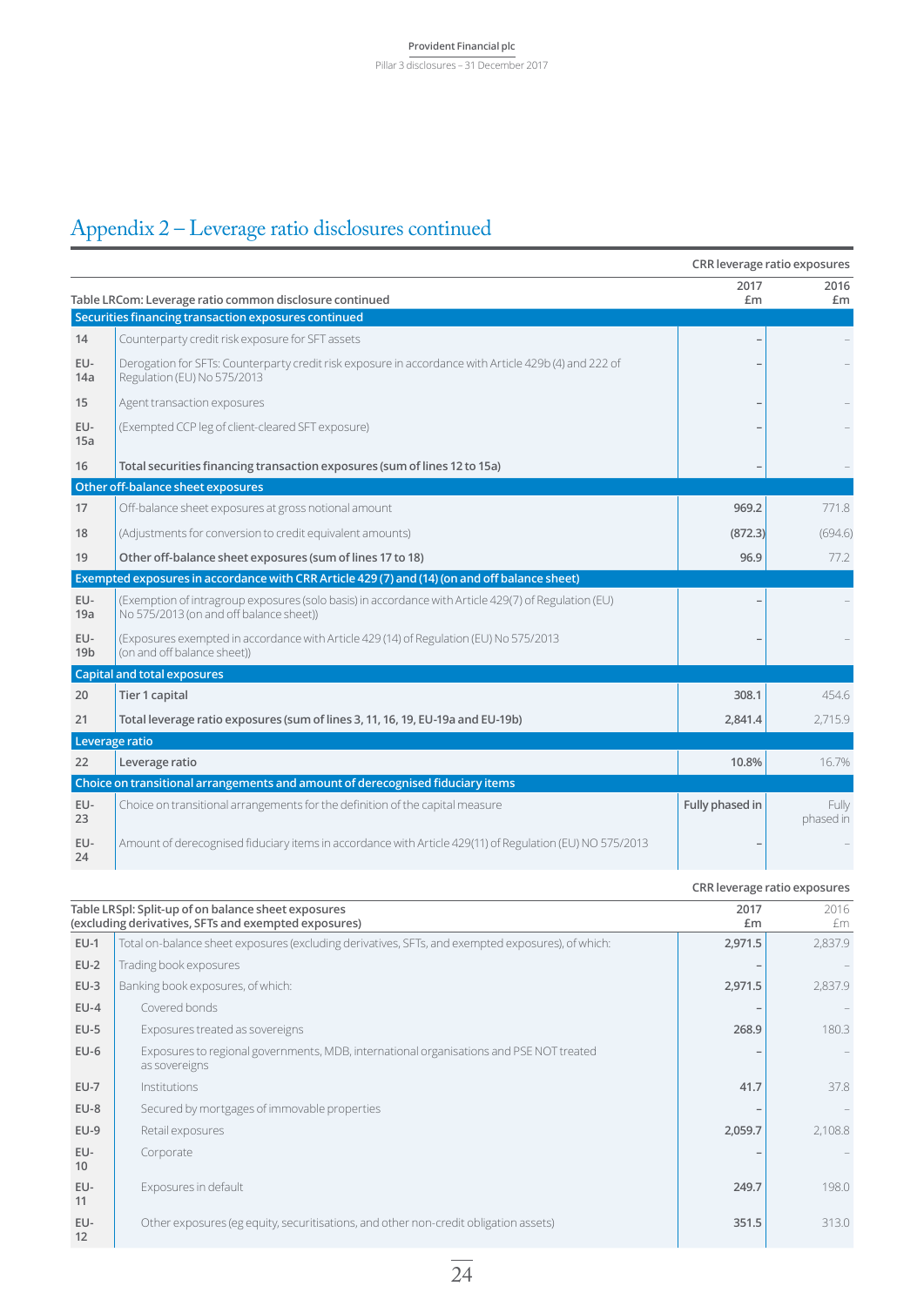# Appendix 2 – Leverage ratio disclosures continued

| | Table LRCom: Leverage ratio common disclosure continued | CRR leverage ratio exposures 2017 £m | 2016 £m |
|---|---|---|---|
| | **Securities financing transaction exposures continued** | | |
| 14 | Counterparty credit risk exposure for SFT assets | – | – |
| EU-14a | Derogation for SFTs: Counterparty credit risk exposure in accordance with Article 429b (4) and 222 of Regulation (EU) No 575/2013 | – | – |
| 15 | Agent transaction exposures | – | – |
| EU-15a | (Exempted CCP leg of client-cleared SFT exposure) | – | – |
| 16 | **Total securities financing transaction exposures (sum of lines 12 to 15a)** | – | – |
| | **Other off-balance sheet exposures** | | |
| 17 | Off-balance sheet exposures at gross notional amount | **969.2** | 771.8 |
| 18 | (Adjustments for conversion to credit equivalent amounts) | **(872.3)** | (694.6) |
| 19 | **Other off-balance sheet exposures (sum of lines 17 to 18)** | **96.9** | 77.2 |
| | **Exempted exposures in accordance with CRR Article 429 (7) and (14) (on and off balance sheet)** | | |
| EU-19a | (Exemption of intragroup exposures (solo basis) in accordance with Article 429(7) of Regulation (EU) No 575/2013 (on and off balance sheet)) | – | – |
| EU-19b | (Exposures exempted in accordance with Article 429 (14) of Regulation (EU) No 575/2013 (on and off balance sheet)) | – | – |
| | **Capital and total exposures** | | |
| 20 | **Tier 1 capital** | **308.1** | 454.6 |
| 21 | **Total leverage ratio exposures (sum of lines 3, 11, 16, 19, EU-19a and EU-19b)** | **2,841.4** | 2,715.9 |
| | **Leverage ratio** | | |
| 22 | **Leverage ratio** | **10.8%** | 16.7% |
| | **Choice on transitional arrangements and amount of derecognised fiduciary items** | | |
| EU-23 | Choice on transitional arrangements for the definition of the capital measure | **Fully phased in** | Fully phased in |
| EU-24 | Amount of derecognised fiduciary items in accordance with Article 429(11) of Regulation (EU) NO 575/2013 | – | – |

| | Table LRSpl: Split-up of on balance sheet exposures (excluding derivatives, SFTs and exempted exposures) | CRR leverage ratio exposures 2017 £m | 2016 £m |
|---|---|---|---|
| EU-1 | Total on-balance sheet exposures (excluding derivatives, SFTs, and exempted exposures), of which: | **2,971.5** | 2,837.9 |
| EU-2 | Trading book exposures | – | – |
| EU-3 | Banking book exposures, of which: | **2,971.5** | 2,837.9 |
| EU-4 | Covered bonds | – | – |
| EU-5 | Exposures treated as sovereigns | **268.9** | 180.3 |
| EU-6 | Exposures to regional governments, MDB, international organisations and PSE NOT treated as sovereigns | – | – |
| EU-7 | Institutions | **41.7** | 37.8 |
| EU-8 | Secured by mortgages of immovable properties | – | – |
| EU-9 | Retail exposures | **2,059.7** | 2,108.8 |
| EU-10 | Corporate | – | – |
| EU-11 | Exposures in default | **249.7** | 198.0 |
| EU-12 | Other exposures (eg equity, securitisations, and other non-credit obligation assets) | **351.5** | 313.0 |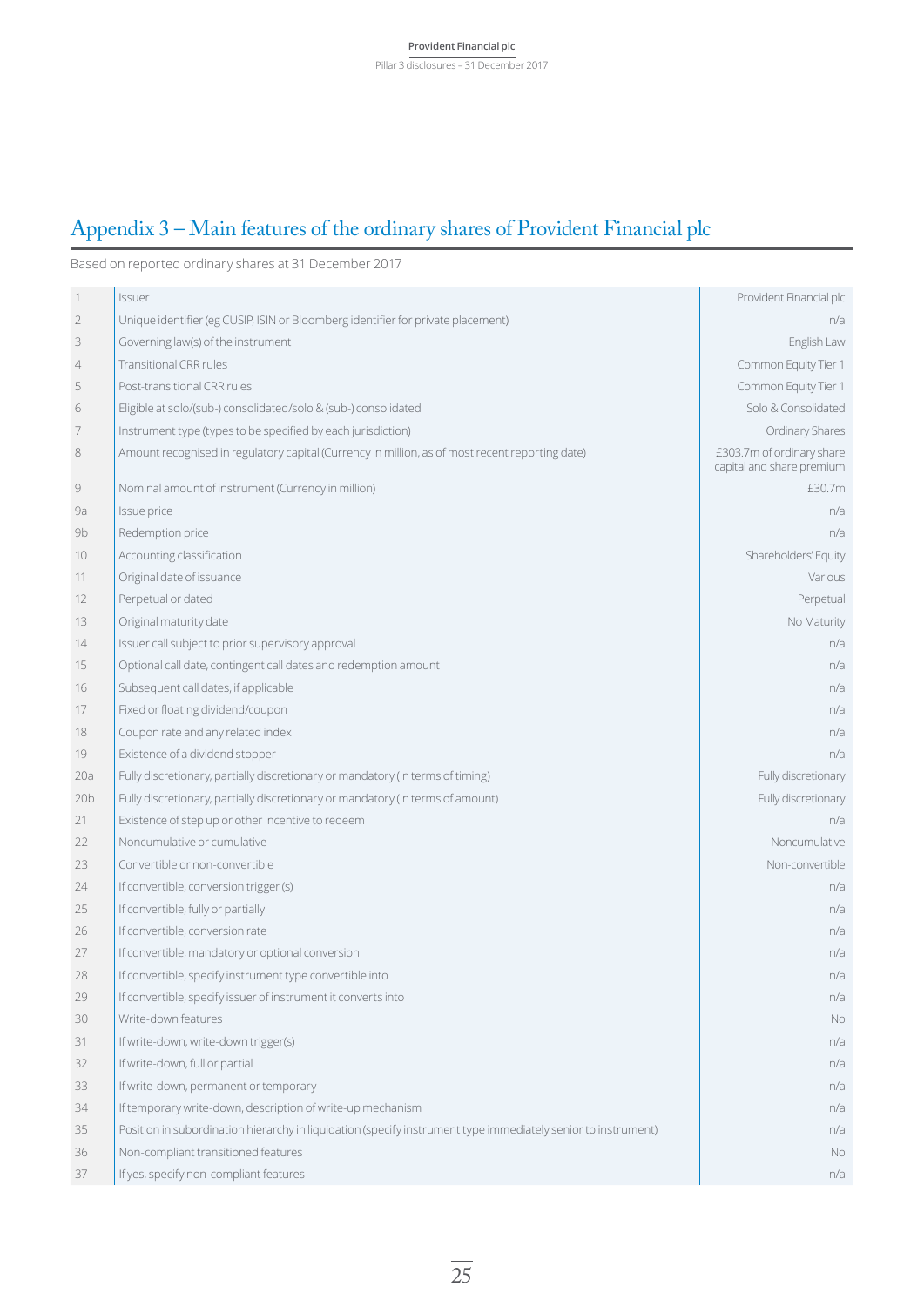# Appendix 3 – Main features of the ordinary shares of Provident Financial plc

Based on reported ordinary shares at 31 December 2017

| | | |
|---|---|---|
| 1 | Issuer | Provident Financial plc |
| 2 | Unique identifier (eg CUSIP, ISIN or Bloomberg identifier for private placement) | n/a |
| 3 | Governing law(s) of the instrument | English Law |
| 4 | Transitional CRR rules | Common Equity Tier 1 |
| 5 | Post-transitional CRR rules | Common Equity Tier 1 |
| 6 | Eligible at solo/(sub-) consolidated/solo & (sub-) consolidated | Solo & Consolidated |
| 7 | Instrument type (types to be specified by each jurisdiction) | Ordinary Shares |
| 8 | Amount recognised in regulatory capital (Currency in million, as of most recent reporting date) | £303.7m of ordinary share capital and share premium |
| 9 | Nominal amount of instrument (Currency in million) | £30.7m |
| 9a | Issue price | n/a |
| 9b | Redemption price | n/a |
| 10 | Accounting classification | Shareholders' Equity |
| 11 | Original date of issuance | Various |
| 12 | Perpetual or dated | Perpetual |
| 13 | Original maturity date | No Maturity |
| 14 | Issuer call subject to prior supervisory approval | n/a |
| 15 | Optional call date, contingent call dates and redemption amount | n/a |
| 16 | Subsequent call dates, if applicable | n/a |
| 17 | Fixed or floating dividend/coupon | n/a |
| 18 | Coupon rate and any related index | n/a |
| 19 | Existence of a dividend stopper | n/a |
| 20a | Fully discretionary, partially discretionary or mandatory (in terms of timing) | Fully discretionary |
| 20b | Fully discretionary, partially discretionary or mandatory (in terms of amount) | Fully discretionary |
| 21 | Existence of step up or other incentive to redeem | n/a |
| 22 | Noncumulative or cumulative | Noncumulative |
| 23 | Convertible or non-convertible | Non-convertible |
| 24 | If convertible, conversion trigger (s) | n/a |
| 25 | If convertible, fully or partially | n/a |
| 26 | If convertible, conversion rate | n/a |
| 27 | If convertible, mandatory or optional conversion | n/a |
| 28 | If convertible, specify instrument type convertible into | n/a |
| 29 | If convertible, specify issuer of instrument it converts into | n/a |
| 30 | Write-down features | No |
| 31 | If write-down, write-down trigger(s) | n/a |
| 32 | If write-down, full or partial | n/a |
| 33 | If write-down, permanent or temporary | n/a |
| 34 | If temporary write-down, description of write-up mechanism | n/a |
| 35 | Position in subordination hierarchy in liquidation (specify instrument type immediately senior to instrument) | n/a |
| 36 | Non-compliant transitioned features | No |
| 37 | If yes, specify non-compliant features | n/a |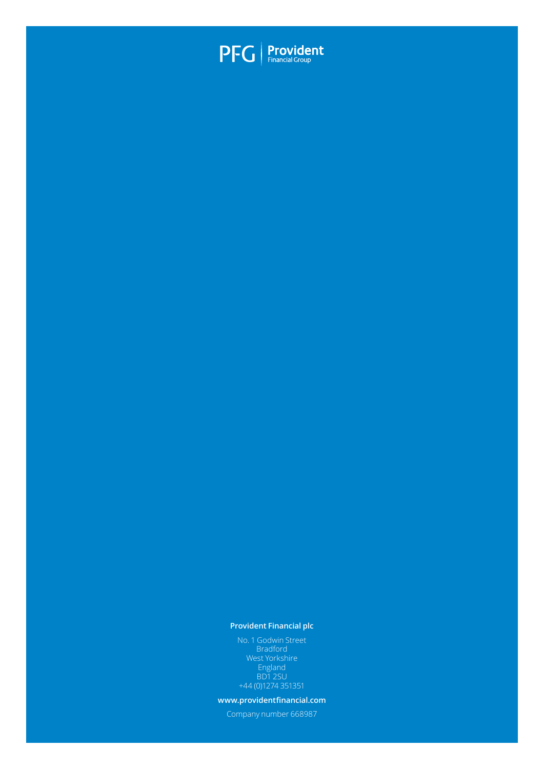PFG | Provident Financial Group

**Provident Financial plc**

No. 1 Godwin Street
Bradford
West Yorkshire
England
BD1 2SU
+44 (0)1274 351351

**www.providentfinancial.com**

Company number 668987